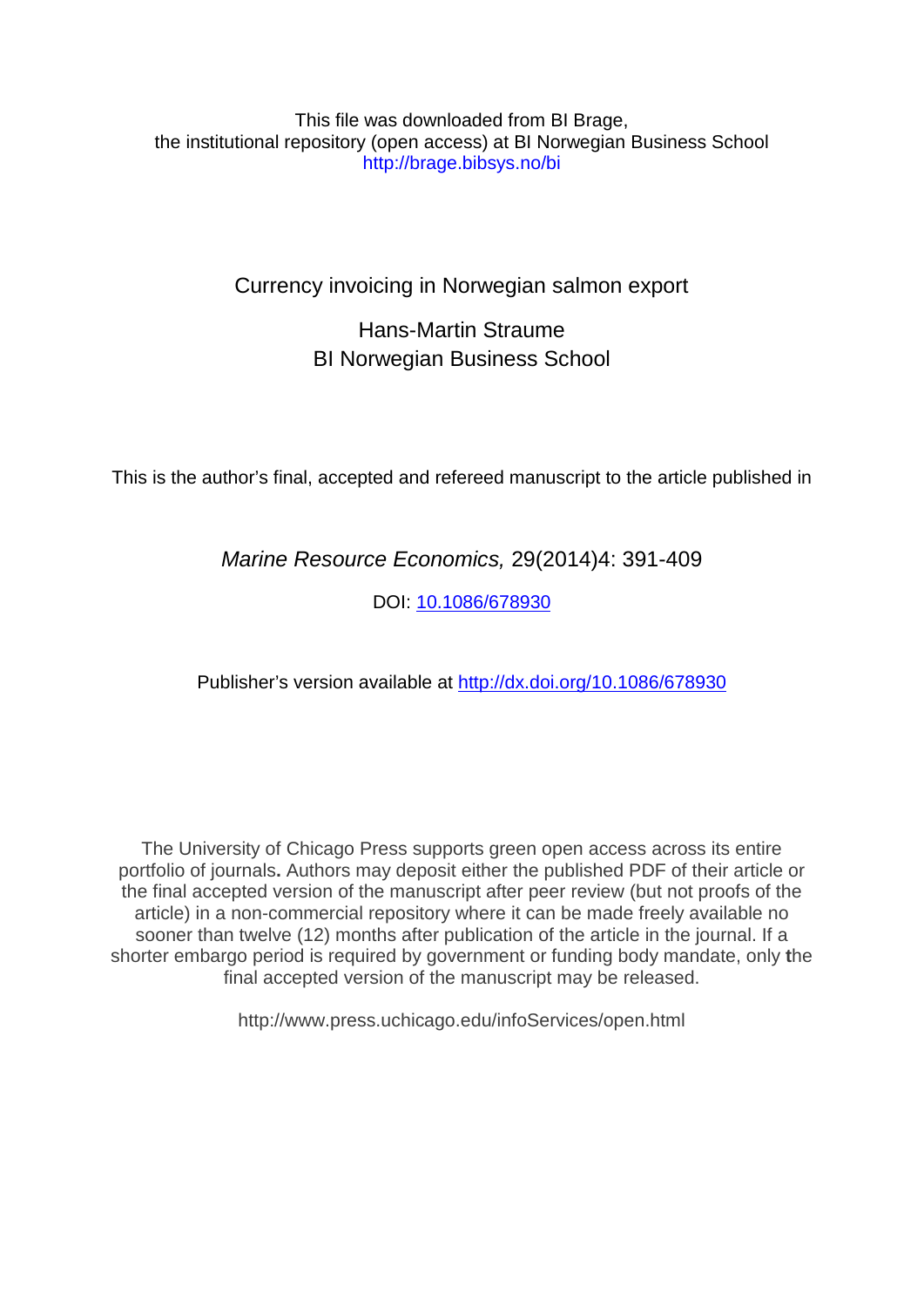This file was downloaded from BI Brage,
the institutional repository (open access) at BI Norwegian Business School
http://brage.bibsys.no/bi

# Currency invoicing in Norwegian salmon export

Hans-Martin Straume
BI Norwegian Business School

This is the author's final, accepted and refereed manuscript to the article published in

*Marine Resource Economics,* 29(2014)4: 391-409

DOI: [10.1086/678930](http://dx.doi.org/10.1086/678930)

Publisher's version available at [http://dx.doi.org/10.1086/678930](http://dx.doi.org/10.1086/678930)

The University of Chicago Press supports green open access across its entire portfolio of journals**.** Authors may deposit either the published PDF of their article or the final accepted version of the manuscript after peer review (but not proofs of the article) in a non-commercial repository where it can be made freely available no sooner than twelve (12) months after publication of the article in the journal. If a shorter embargo period is required by government or funding body mandate, only **t**he final accepted version of the manuscript may be released.

http://www.press.uchicago.edu/infoServices/open.html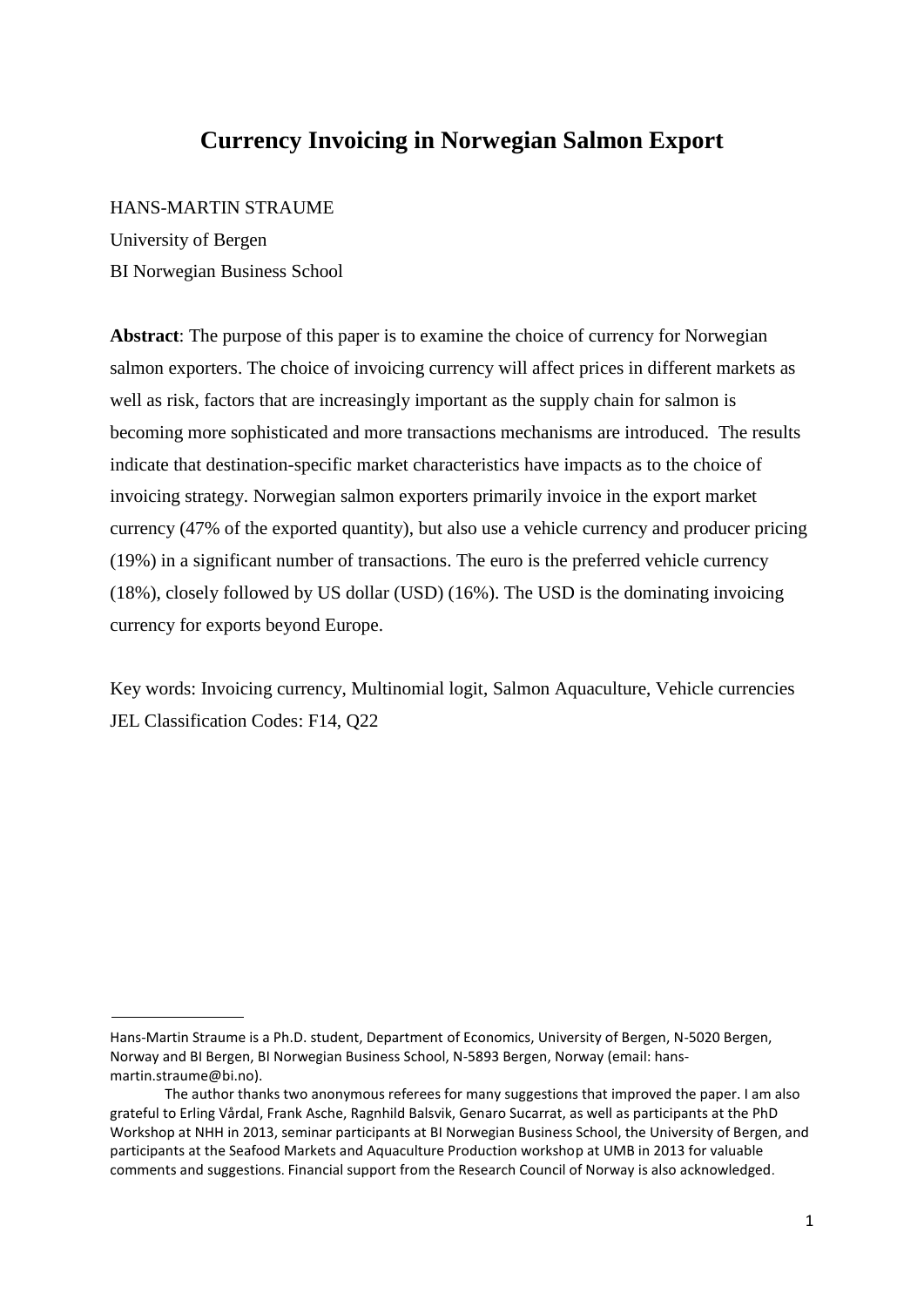# Currency Invoicing in Norwegian Salmon Export

HANS-MARTIN STRAUME

University of Bergen

BI Norwegian Business School

**Abstract**: The purpose of this paper is to examine the choice of currency for Norwegian salmon exporters. The choice of invoicing currency will affect prices in different markets as well as risk, factors that are increasingly important as the supply chain for salmon is becoming more sophisticated and more transactions mechanisms are introduced. The results indicate that destination-specific market characteristics have impacts as to the choice of invoicing strategy. Norwegian salmon exporters primarily invoice in the export market currency (47% of the exported quantity), but also use a vehicle currency and producer pricing (19%) in a significant number of transactions. The euro is the preferred vehicle currency (18%), closely followed by US dollar (USD) (16%). The USD is the dominating invoicing currency for exports beyond Europe.

Key words: Invoicing currency, Multinomial logit, Salmon Aquaculture, Vehicle currencies

JEL Classification Codes: F14, Q22

---

Hans-Martin Straume is a Ph.D. student, Department of Economics, University of Bergen, N-5020 Bergen, Norway and BI Bergen, BI Norwegian Business School, N-5893 Bergen, Norway (email: hans-martin.straume@bi.no).

The author thanks two anonymous referees for many suggestions that improved the paper. I am also grateful to Erling Vårdal, Frank Asche, Ragnhild Balsvik, Genaro Sucarrat, as well as participants at the PhD Workshop at NHH in 2013, seminar participants at BI Norwegian Business School, the University of Bergen, and participants at the Seafood Markets and Aquaculture Production workshop at UMB in 2013 for valuable comments and suggestions. Financial support from the Research Council of Norway is also acknowledged.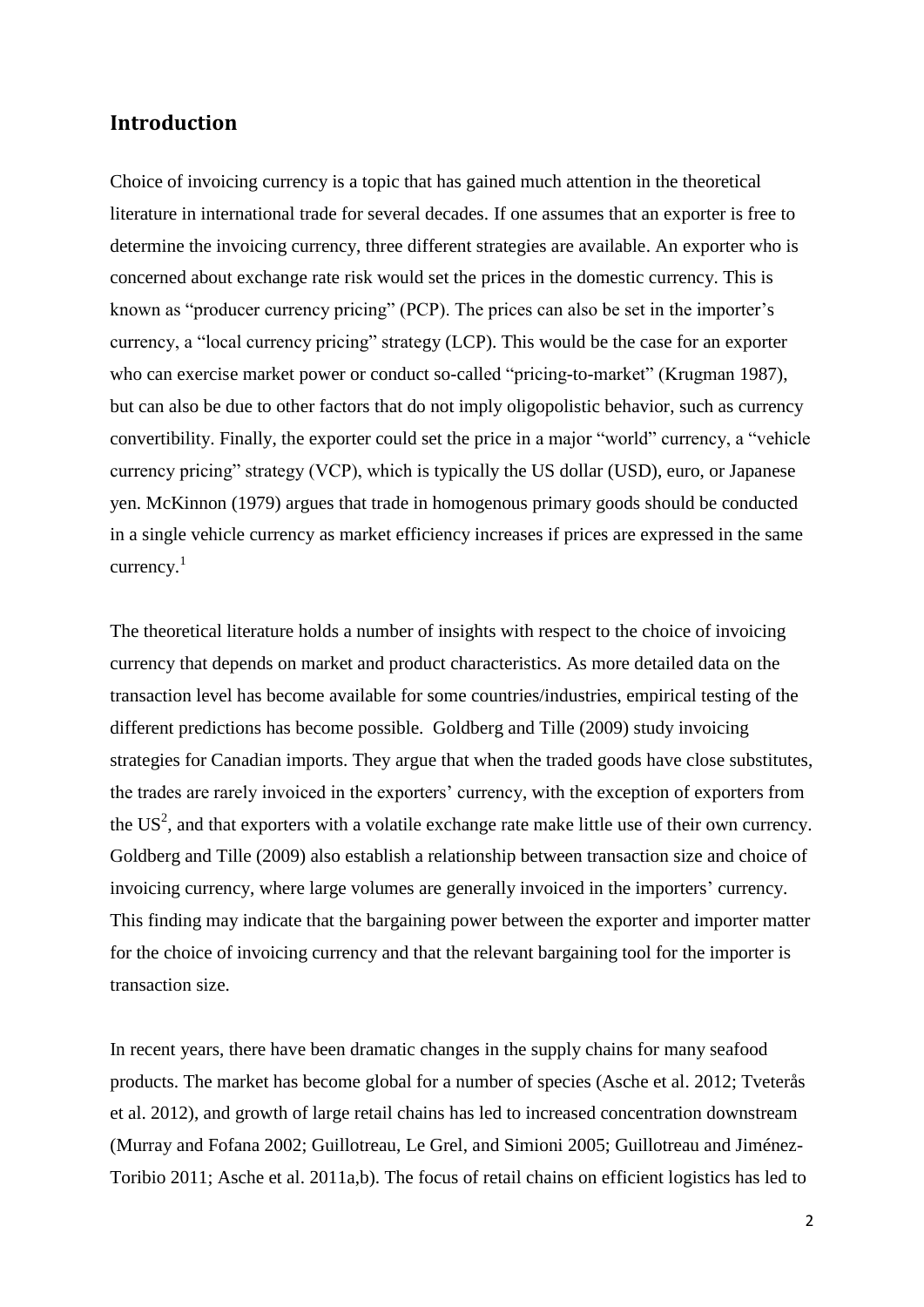## Introduction

Choice of invoicing currency is a topic that has gained much attention in the theoretical literature in international trade for several decades. If one assumes that an exporter is free to determine the invoicing currency, three different strategies are available. An exporter who is concerned about exchange rate risk would set the prices in the domestic currency. This is known as "producer currency pricing" (PCP). The prices can also be set in the importer's currency, a "local currency pricing" strategy (LCP). This would be the case for an exporter who can exercise market power or conduct so-called "pricing-to-market" (Krugman 1987), but can also be due to other factors that do not imply oligopolistic behavior, such as currency convertibility. Finally, the exporter could set the price in a major "world" currency, a "vehicle currency pricing" strategy (VCP), which is typically the US dollar (USD), euro, or Japanese yen. McKinnon (1979) argues that trade in homogenous primary goods should be conducted in a single vehicle currency as market efficiency increases if prices are expressed in the same currency.[1]

The theoretical literature holds a number of insights with respect to the choice of invoicing currency that depends on market and product characteristics. As more detailed data on the transaction level has become available for some countries/industries, empirical testing of the different predictions has become possible. Goldberg and Tille (2009) study invoicing strategies for Canadian imports. They argue that when the traded goods have close substitutes, the trades are rarely invoiced in the exporters' currency, with the exception of exporters from the US[2], and that exporters with a volatile exchange rate make little use of their own currency. Goldberg and Tille (2009) also establish a relationship between transaction size and choice of invoicing currency, where large volumes are generally invoiced in the importers' currency. This finding may indicate that the bargaining power between the exporter and importer matter for the choice of invoicing currency and that the relevant bargaining tool for the importer is transaction size.

In recent years, there have been dramatic changes in the supply chains for many seafood products. The market has become global for a number of species (Asche et al. 2012; Tveterås et al. 2012), and growth of large retail chains has led to increased concentration downstream (Murray and Fofana 2002; Guillotreau, Le Grel, and Simioni 2005; Guillotreau and Jiménez-Toribio 2011; Asche et al. 2011a,b). The focus of retail chains on efficient logistics has led to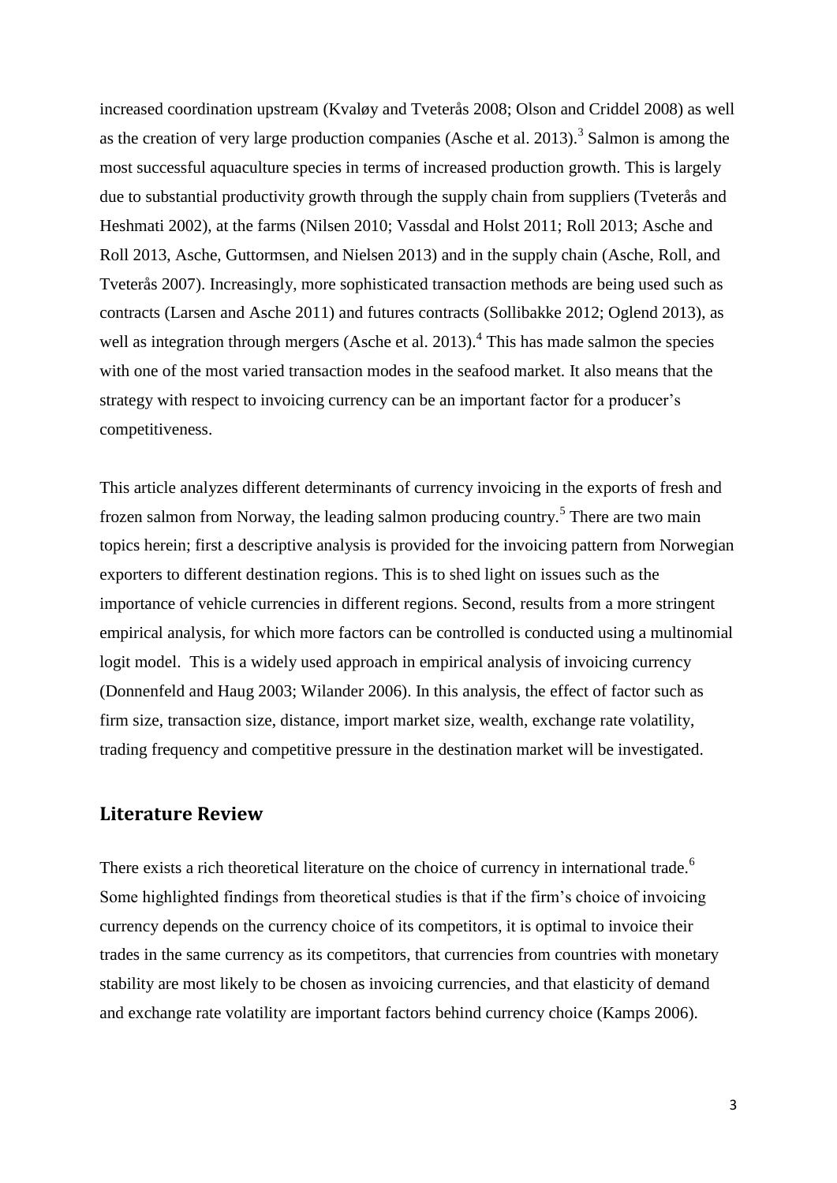increased coordination upstream (Kvaløy and Tveterås 2008; Olson and Criddel 2008) as well as the creation of very large production companies (Asche et al. 2013).[3] Salmon is among the most successful aquaculture species in terms of increased production growth. This is largely due to substantial productivity growth through the supply chain from suppliers (Tveterås and Heshmati 2002), at the farms (Nilsen 2010; Vassdal and Holst 2011; Roll 2013; Asche and Roll 2013, Asche, Guttormsen, and Nielsen 2013) and in the supply chain (Asche, Roll, and Tveterås 2007). Increasingly, more sophisticated transaction methods are being used such as contracts (Larsen and Asche 2011) and futures contracts (Sollibakke 2012; Oglend 2013), as well as integration through mergers (Asche et al. 2013).[4] This has made salmon the species with one of the most varied transaction modes in the seafood market. It also means that the strategy with respect to invoicing currency can be an important factor for a producer's competitiveness.

This article analyzes different determinants of currency invoicing in the exports of fresh and frozen salmon from Norway, the leading salmon producing country.[5] There are two main topics herein; first a descriptive analysis is provided for the invoicing pattern from Norwegian exporters to different destination regions. This is to shed light on issues such as the importance of vehicle currencies in different regions. Second, results from a more stringent empirical analysis, for which more factors can be controlled is conducted using a multinomial logit model. This is a widely used approach in empirical analysis of invoicing currency (Donnenfeld and Haug 2003; Wilander 2006). In this analysis, the effect of factor such as firm size, transaction size, distance, import market size, wealth, exchange rate volatility, trading frequency and competitive pressure in the destination market will be investigated.

## Literature Review

There exists a rich theoretical literature on the choice of currency in international trade.[6] Some highlighted findings from theoretical studies is that if the firm's choice of invoicing currency depends on the currency choice of its competitors, it is optimal to invoice their trades in the same currency as its competitors, that currencies from countries with monetary stability are most likely to be chosen as invoicing currencies, and that elasticity of demand and exchange rate volatility are important factors behind currency choice (Kamps 2006).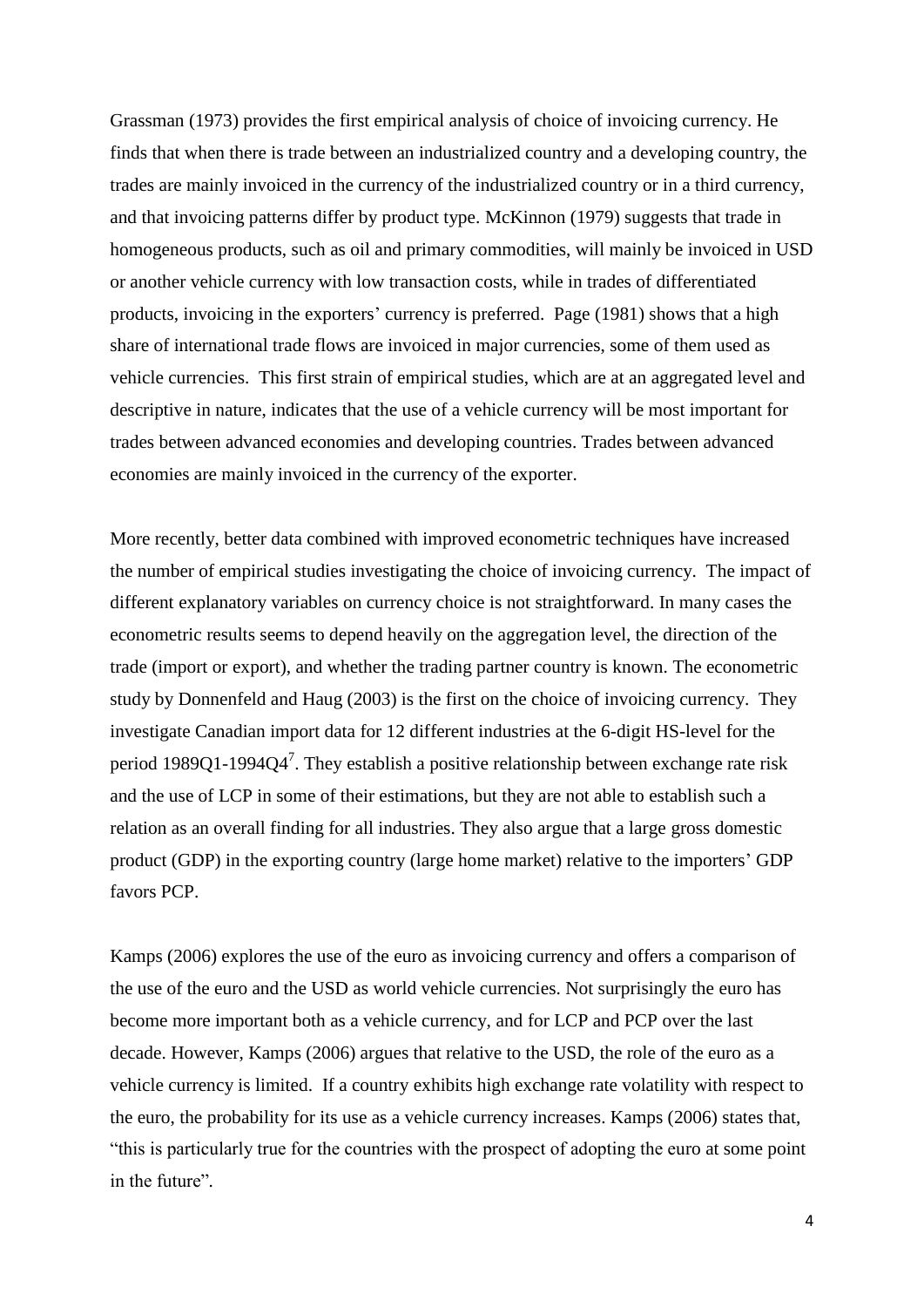Grassman (1973) provides the first empirical analysis of choice of invoicing currency. He finds that when there is trade between an industrialized country and a developing country, the trades are mainly invoiced in the currency of the industrialized country or in a third currency, and that invoicing patterns differ by product type. McKinnon (1979) suggests that trade in homogeneous products, such as oil and primary commodities, will mainly be invoiced in USD or another vehicle currency with low transaction costs, while in trades of differentiated products, invoicing in the exporters' currency is preferred. Page (1981) shows that a high share of international trade flows are invoiced in major currencies, some of them used as vehicle currencies. This first strain of empirical studies, which are at an aggregated level and descriptive in nature, indicates that the use of a vehicle currency will be most important for trades between advanced economies and developing countries. Trades between advanced economies are mainly invoiced in the currency of the exporter.

More recently, better data combined with improved econometric techniques have increased the number of empirical studies investigating the choice of invoicing currency. The impact of different explanatory variables on currency choice is not straightforward. In many cases the econometric results seems to depend heavily on the aggregation level, the direction of the trade (import or export), and whether the trading partner country is known. The econometric study by Donnenfeld and Haug (2003) is the first on the choice of invoicing currency. They investigate Canadian import data for 12 different industries at the 6-digit HS-level for the period 1989Q1-1994Q4[7]. They establish a positive relationship between exchange rate risk and the use of LCP in some of their estimations, but they are not able to establish such a relation as an overall finding for all industries. They also argue that a large gross domestic product (GDP) in the exporting country (large home market) relative to the importers' GDP favors PCP.

Kamps (2006) explores the use of the euro as invoicing currency and offers a comparison of the use of the euro and the USD as world vehicle currencies. Not surprisingly the euro has become more important both as a vehicle currency, and for LCP and PCP over the last decade. However, Kamps (2006) argues that relative to the USD, the role of the euro as a vehicle currency is limited. If a country exhibits high exchange rate volatility with respect to the euro, the probability for its use as a vehicle currency increases. Kamps (2006) states that, "this is particularly true for the countries with the prospect of adopting the euro at some point in the future".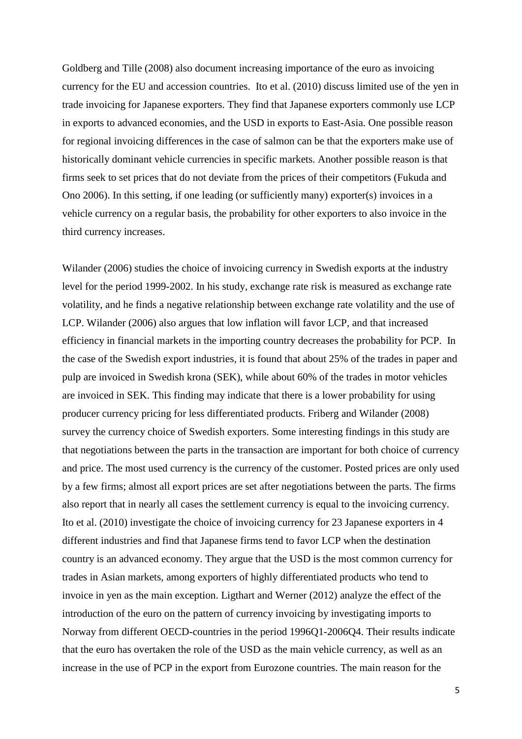Goldberg and Tille (2008) also document increasing importance of the euro as invoicing currency for the EU and accession countries. Ito et al. (2010) discuss limited use of the yen in trade invoicing for Japanese exporters. They find that Japanese exporters commonly use LCP in exports to advanced economies, and the USD in exports to East-Asia. One possible reason for regional invoicing differences in the case of salmon can be that the exporters make use of historically dominant vehicle currencies in specific markets. Another possible reason is that firms seek to set prices that do not deviate from the prices of their competitors (Fukuda and Ono 2006). In this setting, if one leading (or sufficiently many) exporter(s) invoices in a vehicle currency on a regular basis, the probability for other exporters to also invoice in the third currency increases.

Wilander (2006) studies the choice of invoicing currency in Swedish exports at the industry level for the period 1999-2002. In his study, exchange rate risk is measured as exchange rate volatility, and he finds a negative relationship between exchange rate volatility and the use of LCP. Wilander (2006) also argues that low inflation will favor LCP, and that increased efficiency in financial markets in the importing country decreases the probability for PCP. In the case of the Swedish export industries, it is found that about 25% of the trades in paper and pulp are invoiced in Swedish krona (SEK), while about 60% of the trades in motor vehicles are invoiced in SEK. This finding may indicate that there is a lower probability for using producer currency pricing for less differentiated products. Friberg and Wilander (2008) survey the currency choice of Swedish exporters. Some interesting findings in this study are that negotiations between the parts in the transaction are important for both choice of currency and price. The most used currency is the currency of the customer. Posted prices are only used by a few firms; almost all export prices are set after negotiations between the parts. The firms also report that in nearly all cases the settlement currency is equal to the invoicing currency. Ito et al. (2010) investigate the choice of invoicing currency for 23 Japanese exporters in 4 different industries and find that Japanese firms tend to favor LCP when the destination country is an advanced economy. They argue that the USD is the most common currency for trades in Asian markets, among exporters of highly differentiated products who tend to invoice in yen as the main exception. Ligthart and Werner (2012) analyze the effect of the introduction of the euro on the pattern of currency invoicing by investigating imports to Norway from different OECD-countries in the period 1996Q1-2006Q4. Their results indicate that the euro has overtaken the role of the USD as the main vehicle currency, as well as an increase in the use of PCP in the export from Eurozone countries. The main reason for the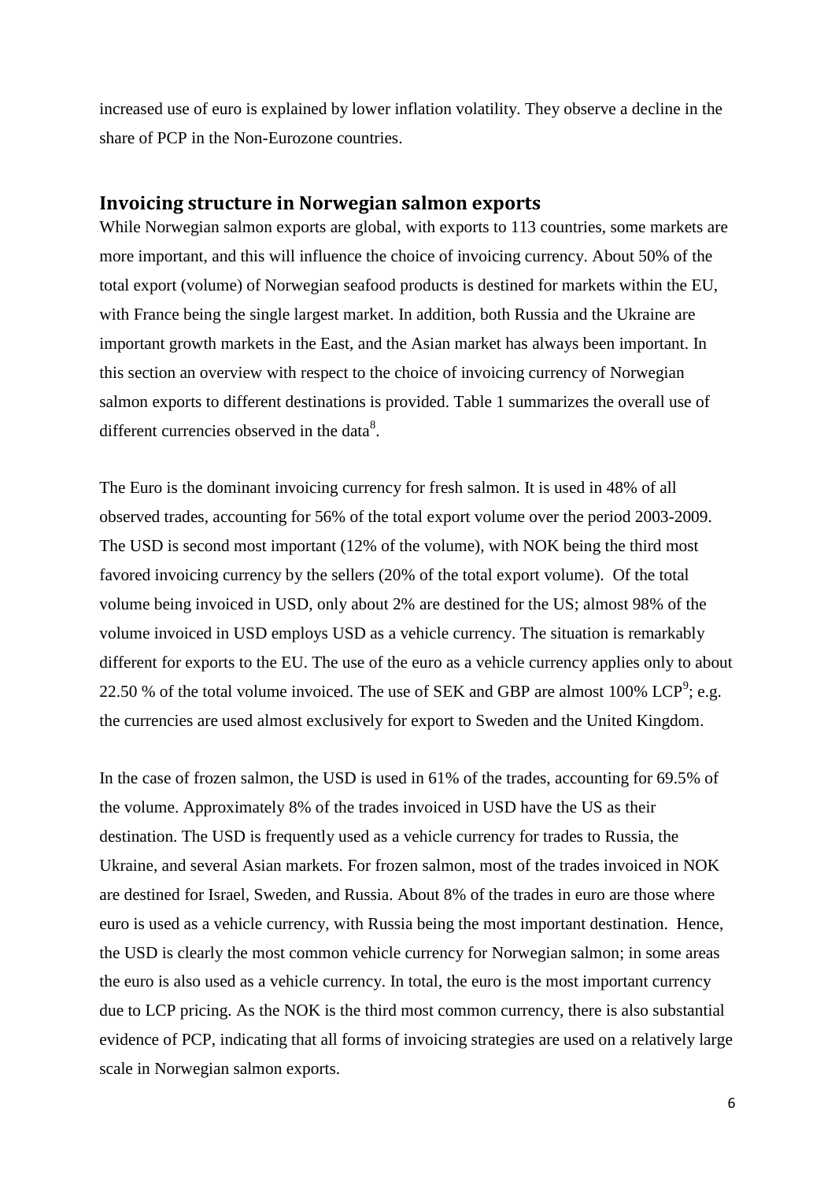increased use of euro is explained by lower inflation volatility. They observe a decline in the share of PCP in the Non-Eurozone countries.

## Invoicing structure in Norwegian salmon exports

While Norwegian salmon exports are global, with exports to 113 countries, some markets are more important, and this will influence the choice of invoicing currency. About 50% of the total export (volume) of Norwegian seafood products is destined for markets within the EU, with France being the single largest market. In addition, both Russia and the Ukraine are important growth markets in the East, and the Asian market has always been important. In this section an overview with respect to the choice of invoicing currency of Norwegian salmon exports to different destinations is provided. Table 1 summarizes the overall use of different currencies observed in the data[8].

The Euro is the dominant invoicing currency for fresh salmon. It is used in 48% of all observed trades, accounting for 56% of the total export volume over the period 2003-2009. The USD is second most important (12% of the volume), with NOK being the third most favored invoicing currency by the sellers (20% of the total export volume). Of the total volume being invoiced in USD, only about 2% are destined for the US; almost 98% of the volume invoiced in USD employs USD as a vehicle currency. The situation is remarkably different for exports to the EU. The use of the euro as a vehicle currency applies only to about 22.50 % of the total volume invoiced. The use of SEK and GBP are almost 100% LCP[9]; e.g. the currencies are used almost exclusively for export to Sweden and the United Kingdom.

In the case of frozen salmon, the USD is used in 61% of the trades, accounting for 69.5% of the volume. Approximately 8% of the trades invoiced in USD have the US as their destination. The USD is frequently used as a vehicle currency for trades to Russia, the Ukraine, and several Asian markets. For frozen salmon, most of the trades invoiced in NOK are destined for Israel, Sweden, and Russia. About 8% of the trades in euro are those where euro is used as a vehicle currency, with Russia being the most important destination. Hence, the USD is clearly the most common vehicle currency for Norwegian salmon; in some areas the euro is also used as a vehicle currency. In total, the euro is the most important currency due to LCP pricing. As the NOK is the third most common currency, there is also substantial evidence of PCP, indicating that all forms of invoicing strategies are used on a relatively large scale in Norwegian salmon exports.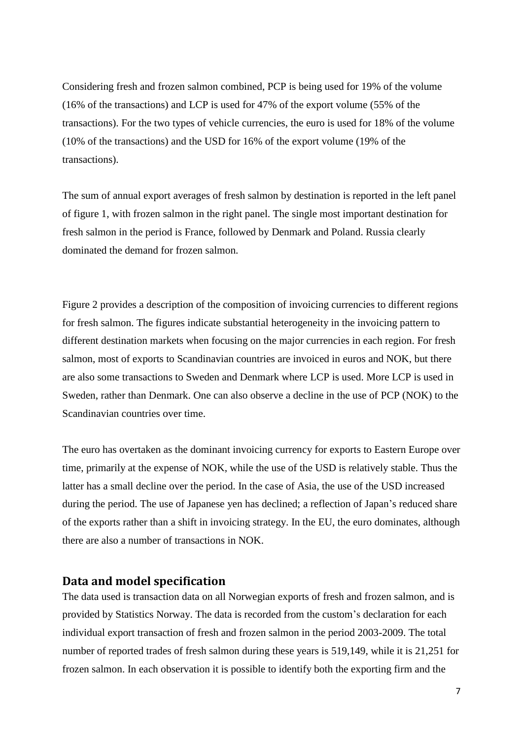Considering fresh and frozen salmon combined, PCP is being used for 19% of the volume (16% of the transactions) and LCP is used for 47% of the export volume (55% of the transactions). For the two types of vehicle currencies, the euro is used for 18% of the volume (10% of the transactions) and the USD for 16% of the export volume (19% of the transactions).

The sum of annual export averages of fresh salmon by destination is reported in the left panel of figure 1, with frozen salmon in the right panel. The single most important destination for fresh salmon in the period is France, followed by Denmark and Poland. Russia clearly dominated the demand for frozen salmon.

Figure 2 provides a description of the composition of invoicing currencies to different regions for fresh salmon. The figures indicate substantial heterogeneity in the invoicing pattern to different destination markets when focusing on the major currencies in each region. For fresh salmon, most of exports to Scandinavian countries are invoiced in euros and NOK, but there are also some transactions to Sweden and Denmark where LCP is used. More LCP is used in Sweden, rather than Denmark. One can also observe a decline in the use of PCP (NOK) to the Scandinavian countries over time.

The euro has overtaken as the dominant invoicing currency for exports to Eastern Europe over time, primarily at the expense of NOK, while the use of the USD is relatively stable. Thus the latter has a small decline over the period. In the case of Asia, the use of the USD increased during the period. The use of Japanese yen has declined; a reflection of Japan's reduced share of the exports rather than a shift in invoicing strategy. In the EU, the euro dominates, although there are also a number of transactions in NOK.

## Data and model specification

The data used is transaction data on all Norwegian exports of fresh and frozen salmon, and is provided by Statistics Norway. The data is recorded from the custom's declaration for each individual export transaction of fresh and frozen salmon in the period 2003-2009. The total number of reported trades of fresh salmon during these years is 519,149, while it is 21,251 for frozen salmon. In each observation it is possible to identify both the exporting firm and the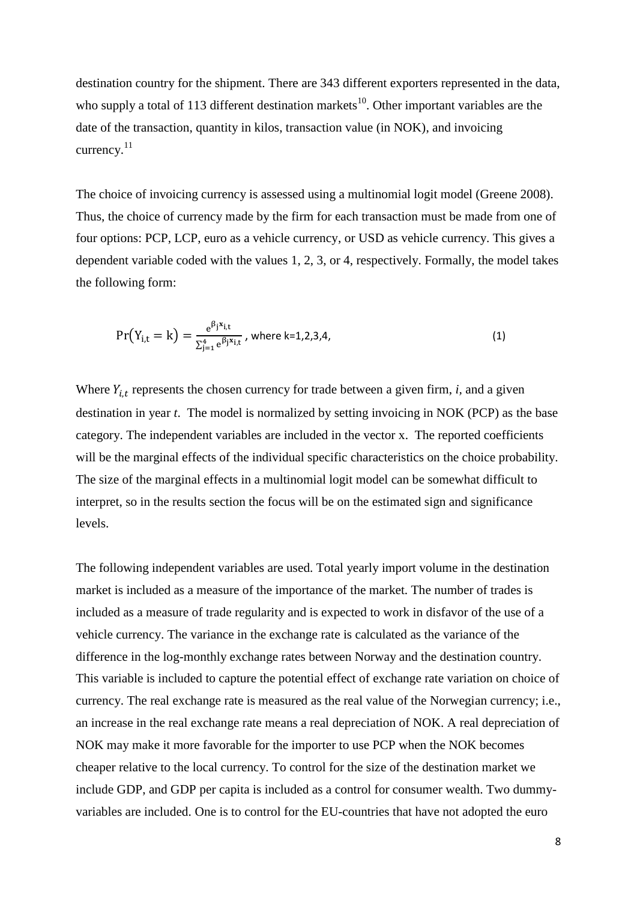destination country for the shipment. There are 343 different exporters represented in the data, who supply a total of 113 different destination markets[10]. Other important variables are the date of the transaction, quantity in kilos, transaction value (in NOK), and invoicing currency.[11]

The choice of invoicing currency is assessed using a multinomial logit model (Greene 2008). Thus, the choice of currency made by the firm for each transaction must be made from one of four options: PCP, LCP, euro as a vehicle currency, or USD as vehicle currency. This gives a dependent variable coded with the values 1, 2, 3, or 4, respectively. Formally, the model takes the following form:

$$\Pr(Y_{i,t} = k) = \frac{e^{\beta_j x_{i,t}}}{\sum_{j=1}^{4} e^{\beta_j x_{i,t}}}, \text{ where k=1,2,3,4,} \tag{1}$$

Where $Y_{i,t}$ represents the chosen currency for trade between a given firm, *i*, and a given destination in year *t*. The model is normalized by setting invoicing in NOK (PCP) as the base category. The independent variables are included in the vector x. The reported coefficients will be the marginal effects of the individual specific characteristics on the choice probability. The size of the marginal effects in a multinomial logit model can be somewhat difficult to interpret, so in the results section the focus will be on the estimated sign and significance levels.

The following independent variables are used. Total yearly import volume in the destination market is included as a measure of the importance of the market. The number of trades is included as a measure of trade regularity and is expected to work in disfavor of the use of a vehicle currency. The variance in the exchange rate is calculated as the variance of the difference in the log-monthly exchange rates between Norway and the destination country. This variable is included to capture the potential effect of exchange rate variation on choice of currency. The real exchange rate is measured as the real value of the Norwegian currency; i.e., an increase in the real exchange rate means a real depreciation of NOK. A real depreciation of NOK may make it more favorable for the importer to use PCP when the NOK becomes cheaper relative to the local currency. To control for the size of the destination market we include GDP, and GDP per capita is included as a control for consumer wealth. Two dummy-variables are included. One is to control for the EU-countries that have not adopted the euro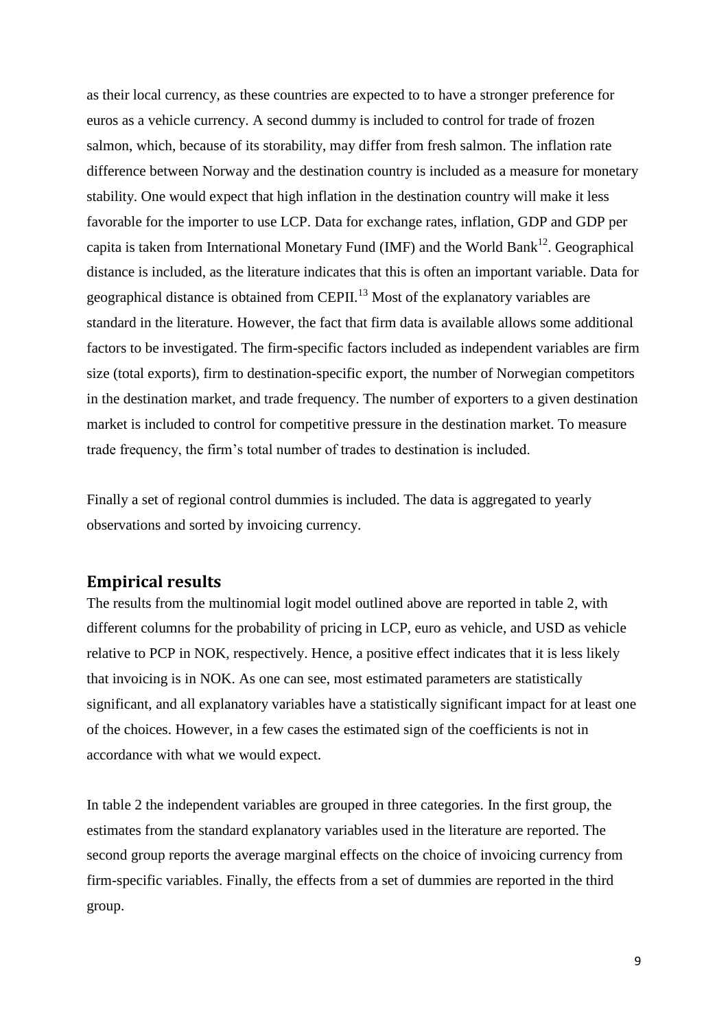as their local currency, as these countries are expected to to have a stronger preference for euros as a vehicle currency. A second dummy is included to control for trade of frozen salmon, which, because of its storability, may differ from fresh salmon. The inflation rate difference between Norway and the destination country is included as a measure for monetary stability. One would expect that high inflation in the destination country will make it less favorable for the importer to use LCP. Data for exchange rates, inflation, GDP and GDP per capita is taken from International Monetary Fund (IMF) and the World Bank[12]. Geographical distance is included, as the literature indicates that this is often an important variable. Data for geographical distance is obtained from CEPII.[13] Most of the explanatory variables are standard in the literature. However, the fact that firm data is available allows some additional factors to be investigated. The firm-specific factors included as independent variables are firm size (total exports), firm to destination-specific export, the number of Norwegian competitors in the destination market, and trade frequency. The number of exporters to a given destination market is included to control for competitive pressure in the destination market. To measure trade frequency, the firm's total number of trades to destination is included.

Finally a set of regional control dummies is included. The data is aggregated to yearly observations and sorted by invoicing currency.

## Empirical results

The results from the multinomial logit model outlined above are reported in table 2, with different columns for the probability of pricing in LCP, euro as vehicle, and USD as vehicle relative to PCP in NOK, respectively. Hence, a positive effect indicates that it is less likely that invoicing is in NOK. As one can see, most estimated parameters are statistically significant, and all explanatory variables have a statistically significant impact for at least one of the choices. However, in a few cases the estimated sign of the coefficients is not in accordance with what we would expect.

In table 2 the independent variables are grouped in three categories. In the first group, the estimates from the standard explanatory variables used in the literature are reported. The second group reports the average marginal effects on the choice of invoicing currency from firm-specific variables. Finally, the effects from a set of dummies are reported in the third group.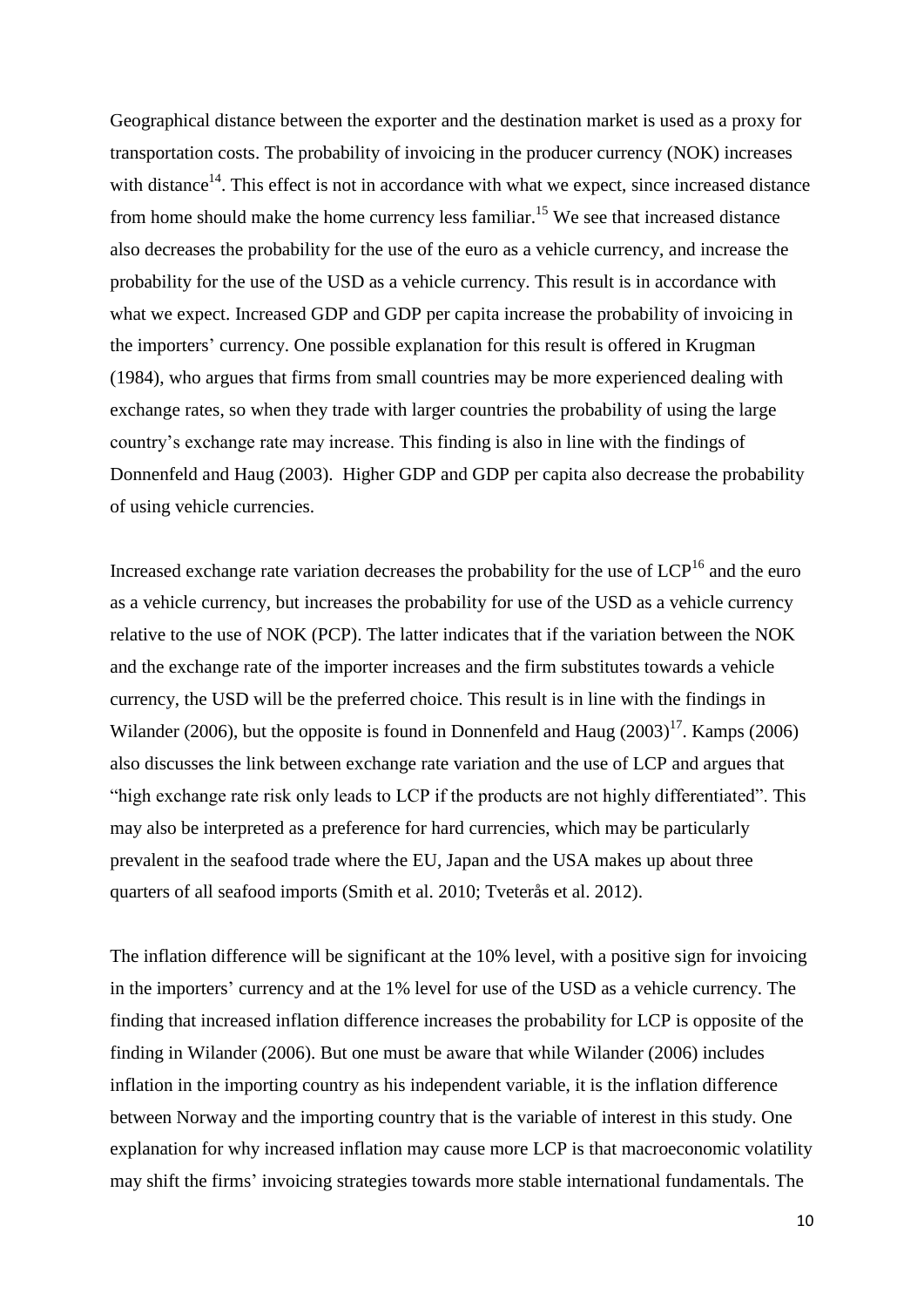Geographical distance between the exporter and the destination market is used as a proxy for transportation costs. The probability of invoicing in the producer currency (NOK) increases with distance[14]. This effect is not in accordance with what we expect, since increased distance from home should make the home currency less familiar.[15] We see that increased distance also decreases the probability for the use of the euro as a vehicle currency, and increase the probability for the use of the USD as a vehicle currency. This result is in accordance with what we expect. Increased GDP and GDP per capita increase the probability of invoicing in the importers' currency. One possible explanation for this result is offered in Krugman (1984), who argues that firms from small countries may be more experienced dealing with exchange rates, so when they trade with larger countries the probability of using the large country's exchange rate may increase. This finding is also in line with the findings of Donnenfeld and Haug (2003). Higher GDP and GDP per capita also decrease the probability of using vehicle currencies.

Increased exchange rate variation decreases the probability for the use of LCP[16] and the euro as a vehicle currency, but increases the probability for use of the USD as a vehicle currency relative to the use of NOK (PCP). The latter indicates that if the variation between the NOK and the exchange rate of the importer increases and the firm substitutes towards a vehicle currency, the USD will be the preferred choice. This result is in line with the findings in Wilander (2006), but the opposite is found in Donnenfeld and Haug (2003)[17]. Kamps (2006) also discusses the link between exchange rate variation and the use of LCP and argues that "high exchange rate risk only leads to LCP if the products are not highly differentiated". This may also be interpreted as a preference for hard currencies, which may be particularly prevalent in the seafood trade where the EU, Japan and the USA makes up about three quarters of all seafood imports (Smith et al. 2010; Tveterås et al. 2012).

The inflation difference will be significant at the 10% level, with a positive sign for invoicing in the importers' currency and at the 1% level for use of the USD as a vehicle currency. The finding that increased inflation difference increases the probability for LCP is opposite of the finding in Wilander (2006). But one must be aware that while Wilander (2006) includes inflation in the importing country as his independent variable, it is the inflation difference between Norway and the importing country that is the variable of interest in this study. One explanation for why increased inflation may cause more LCP is that macroeconomic volatility may shift the firms' invoicing strategies towards more stable international fundamentals. The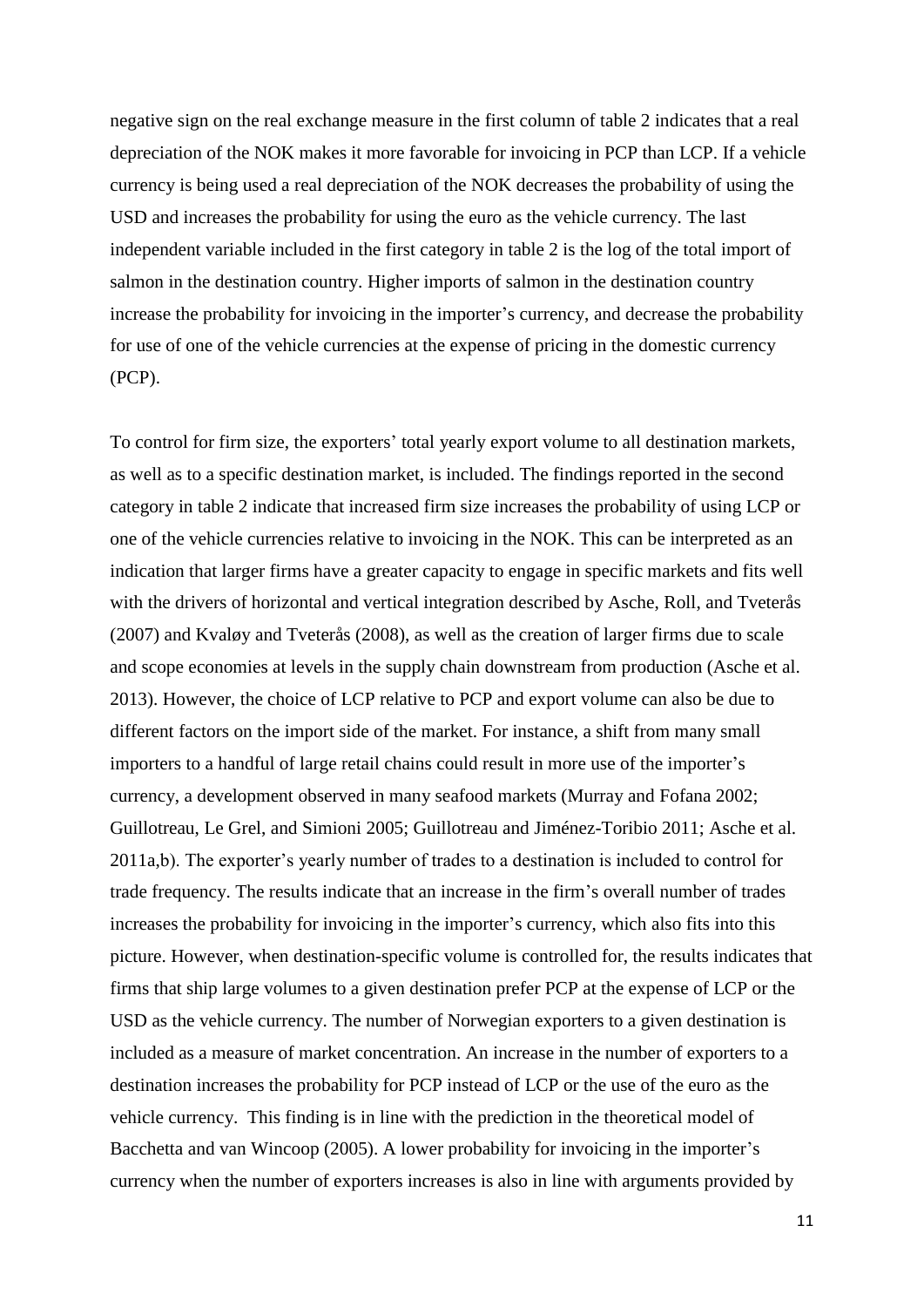negative sign on the real exchange measure in the first column of table 2 indicates that a real depreciation of the NOK makes it more favorable for invoicing in PCP than LCP. If a vehicle currency is being used a real depreciation of the NOK decreases the probability of using the USD and increases the probability for using the euro as the vehicle currency. The last independent variable included in the first category in table 2 is the log of the total import of salmon in the destination country. Higher imports of salmon in the destination country increase the probability for invoicing in the importer's currency, and decrease the probability for use of one of the vehicle currencies at the expense of pricing in the domestic currency (PCP).

To control for firm size, the exporters' total yearly export volume to all destination markets, as well as to a specific destination market, is included. The findings reported in the second category in table 2 indicate that increased firm size increases the probability of using LCP or one of the vehicle currencies relative to invoicing in the NOK. This can be interpreted as an indication that larger firms have a greater capacity to engage in specific markets and fits well with the drivers of horizontal and vertical integration described by Asche, Roll, and Tveterås (2007) and Kvaløy and Tveterås (2008), as well as the creation of larger firms due to scale and scope economies at levels in the supply chain downstream from production (Asche et al. 2013). However, the choice of LCP relative to PCP and export volume can also be due to different factors on the import side of the market. For instance, a shift from many small importers to a handful of large retail chains could result in more use of the importer's currency, a development observed in many seafood markets (Murray and Fofana 2002; Guillotreau, Le Grel, and Simioni 2005; Guillotreau and Jiménez-Toribio 2011; Asche et al. 2011a,b). The exporter's yearly number of trades to a destination is included to control for trade frequency. The results indicate that an increase in the firm's overall number of trades increases the probability for invoicing in the importer's currency, which also fits into this picture. However, when destination-specific volume is controlled for, the results indicates that firms that ship large volumes to a given destination prefer PCP at the expense of LCP or the USD as the vehicle currency. The number of Norwegian exporters to a given destination is included as a measure of market concentration. An increase in the number of exporters to a destination increases the probability for PCP instead of LCP or the use of the euro as the vehicle currency. This finding is in line with the prediction in the theoretical model of Bacchetta and van Wincoop (2005). A lower probability for invoicing in the importer's currency when the number of exporters increases is also in line with arguments provided by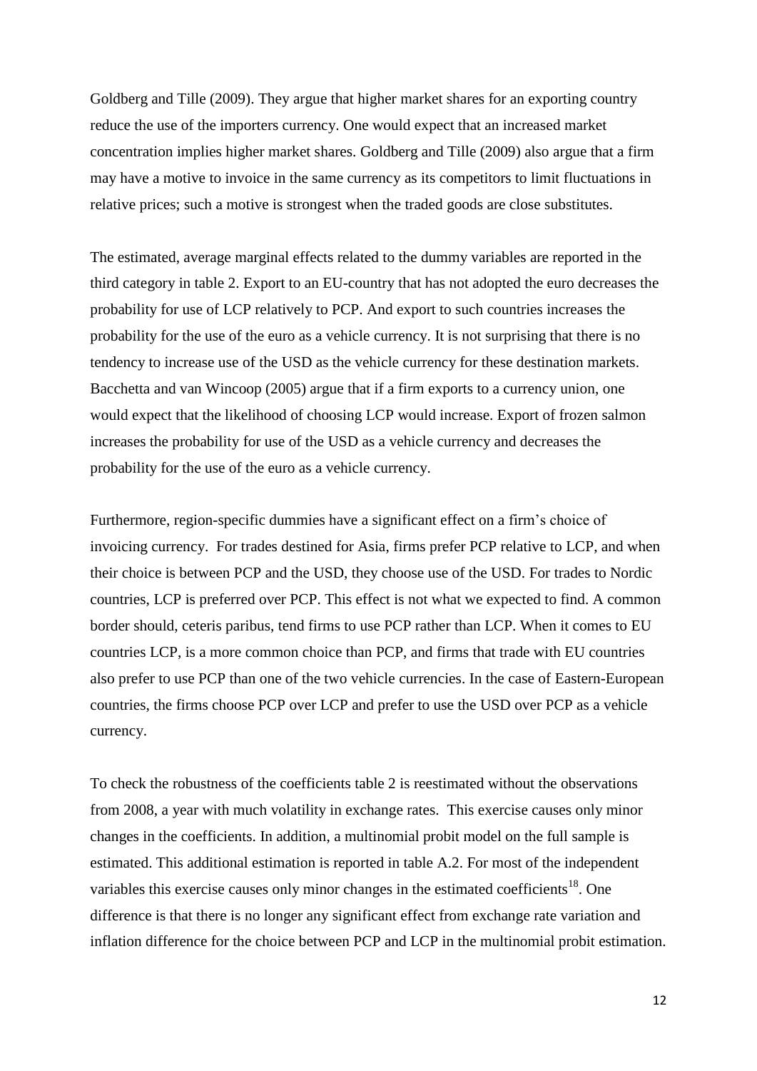Goldberg and Tille (2009). They argue that higher market shares for an exporting country reduce the use of the importers currency. One would expect that an increased market concentration implies higher market shares. Goldberg and Tille (2009) also argue that a firm may have a motive to invoice in the same currency as its competitors to limit fluctuations in relative prices; such a motive is strongest when the traded goods are close substitutes.

The estimated, average marginal effects related to the dummy variables are reported in the third category in table 2. Export to an EU-country that has not adopted the euro decreases the probability for use of LCP relatively to PCP. And export to such countries increases the probability for the use of the euro as a vehicle currency. It is not surprising that there is no tendency to increase use of the USD as the vehicle currency for these destination markets. Bacchetta and van Wincoop (2005) argue that if a firm exports to a currency union, one would expect that the likelihood of choosing LCP would increase. Export of frozen salmon increases the probability for use of the USD as a vehicle currency and decreases the probability for the use of the euro as a vehicle currency.

Furthermore, region-specific dummies have a significant effect on a firm's choice of invoicing currency. For trades destined for Asia, firms prefer PCP relative to LCP, and when their choice is between PCP and the USD, they choose use of the USD. For trades to Nordic countries, LCP is preferred over PCP. This effect is not what we expected to find. A common border should, ceteris paribus, tend firms to use PCP rather than LCP. When it comes to EU countries LCP, is a more common choice than PCP, and firms that trade with EU countries also prefer to use PCP than one of the two vehicle currencies. In the case of Eastern-European countries, the firms choose PCP over LCP and prefer to use the USD over PCP as a vehicle currency.

To check the robustness of the coefficients table 2 is reestimated without the observations from 2008, a year with much volatility in exchange rates. This exercise causes only minor changes in the coefficients. In addition, a multinomial probit model on the full sample is estimated. This additional estimation is reported in table A.2. For most of the independent variables this exercise causes only minor changes in the estimated coefficients[18]. One difference is that there is no longer any significant effect from exchange rate variation and inflation difference for the choice between PCP and LCP in the multinomial probit estimation.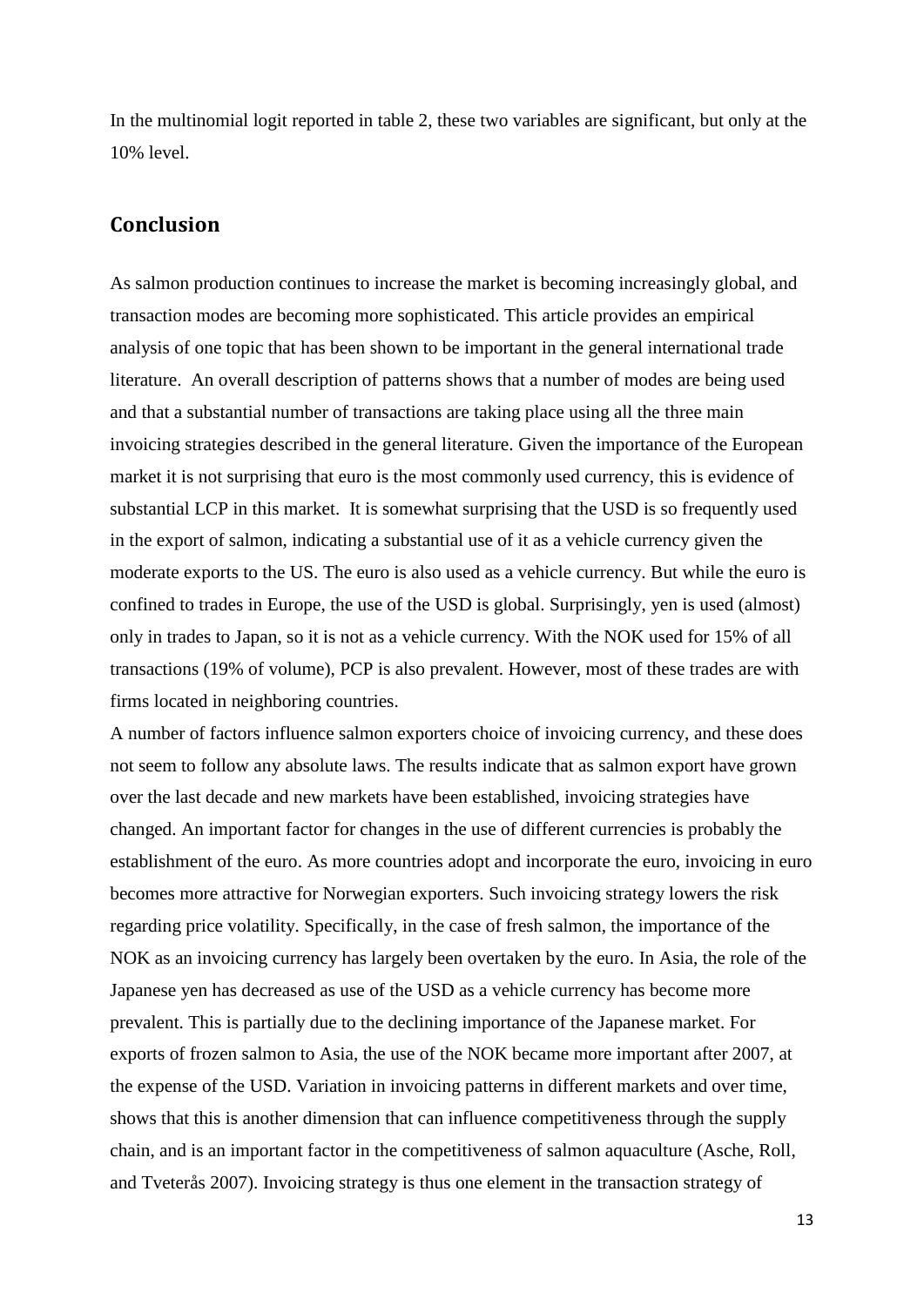In the multinomial logit reported in table 2, these two variables are significant, but only at the 10% level.

## Conclusion

As salmon production continues to increase the market is becoming increasingly global, and transaction modes are becoming more sophisticated. This article provides an empirical analysis of one topic that has been shown to be important in the general international trade literature. An overall description of patterns shows that a number of modes are being used and that a substantial number of transactions are taking place using all the three main invoicing strategies described in the general literature. Given the importance of the European market it is not surprising that euro is the most commonly used currency, this is evidence of substantial LCP in this market. It is somewhat surprising that the USD is so frequently used in the export of salmon, indicating a substantial use of it as a vehicle currency given the moderate exports to the US. The euro is also used as a vehicle currency. But while the euro is confined to trades in Europe, the use of the USD is global. Surprisingly, yen is used (almost) only in trades to Japan, so it is not as a vehicle currency. With the NOK used for 15% of all transactions (19% of volume), PCP is also prevalent. However, most of these trades are with firms located in neighboring countries.

A number of factors influence salmon exporters choice of invoicing currency, and these does not seem to follow any absolute laws. The results indicate that as salmon export have grown over the last decade and new markets have been established, invoicing strategies have changed. An important factor for changes in the use of different currencies is probably the establishment of the euro. As more countries adopt and incorporate the euro, invoicing in euro becomes more attractive for Norwegian exporters. Such invoicing strategy lowers the risk regarding price volatility. Specifically, in the case of fresh salmon, the importance of the NOK as an invoicing currency has largely been overtaken by the euro. In Asia, the role of the Japanese yen has decreased as use of the USD as a vehicle currency has become more prevalent. This is partially due to the declining importance of the Japanese market. For exports of frozen salmon to Asia, the use of the NOK became more important after 2007, at the expense of the USD. Variation in invoicing patterns in different markets and over time, shows that this is another dimension that can influence competitiveness through the supply chain, and is an important factor in the competitiveness of salmon aquaculture (Asche, Roll, and Tveterås 2007). Invoicing strategy is thus one element in the transaction strategy of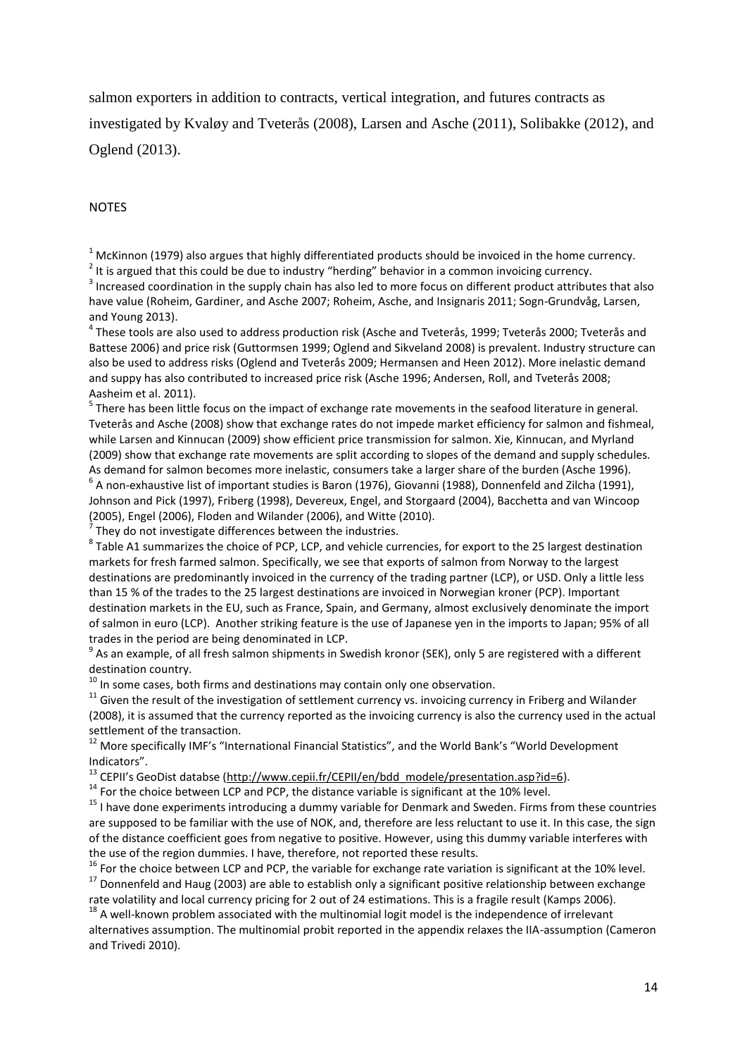salmon exporters in addition to contracts, vertical integration, and futures contracts as investigated by Kvaløy and Tveterås (2008), Larsen and Asche (2011), Solibakke (2012), and Oglend (2013).

NOTES

[1] McKinnon (1979) also argues that highly differentiated products should be invoiced in the home currency.

[2] It is argued that this could be due to industry "herding" behavior in a common invoicing currency.

[3] Increased coordination in the supply chain has also led to more focus on different product attributes that also have value (Roheim, Gardiner, and Asche 2007; Roheim, Asche, and Insignaris 2011; Sogn-Grundvåg, Larsen, and Young 2013).

[4] These tools are also used to address production risk (Asche and Tveterås, 1999; Tveterås 2000; Tveterås and Battese 2006) and price risk (Guttormsen 1999; Oglend and Sikveland 2008) is prevalent. Industry structure can also be used to address risks (Oglend and Tveterås 2009; Hermansen and Heen 2012). More inelastic demand and suppy has also contributed to increased price risk (Asche 1996; Andersen, Roll, and Tveterås 2008; Aasheim et al. 2011).

[5] There has been little focus on the impact of exchange rate movements in the seafood literature in general. Tveterås and Asche (2008) show that exchange rates do not impede market efficiency for salmon and fishmeal, while Larsen and Kinnucan (2009) show efficient price transmission for salmon. Xie, Kinnucan, and Myrland (2009) show that exchange rate movements are split according to slopes of the demand and supply schedules. As demand for salmon becomes more inelastic, consumers take a larger share of the burden (Asche 1996).

[6] A non-exhaustive list of important studies is Baron (1976), Giovanni (1988), Donnenfeld and Zilcha (1991), Johnson and Pick (1997), Friberg (1998), Devereux, Engel, and Storgaard (2004), Bacchetta and van Wincoop (2005), Engel (2006), Floden and Wilander (2006), and Witte (2010).

[7] They do not investigate differences between the industries.

[8] Table A1 summarizes the choice of PCP, LCP, and vehicle currencies, for export to the 25 largest destination markets for fresh farmed salmon. Specifically, we see that exports of salmon from Norway to the largest destinations are predominantly invoiced in the currency of the trading partner (LCP), or USD. Only a little less than 15 % of the trades to the 25 largest destinations are invoiced in Norwegian kroner (PCP). Important destination markets in the EU, such as France, Spain, and Germany, almost exclusively denominate the import of salmon in euro (LCP). Another striking feature is the use of Japanese yen in the imports to Japan; 95% of all trades in the period are being denominated in LCP.

[9] As an example, of all fresh salmon shipments in Swedish kronor (SEK), only 5 are registered with a different destination country.

[10] In some cases, both firms and destinations may contain only one observation.

[11] Given the result of the investigation of settlement currency vs. invoicing currency in Friberg and Wilander (2008), it is assumed that the currency reported as the invoicing currency is also the currency used in the actual settlement of the transaction.

[12] More specifically IMF's "International Financial Statistics", and the World Bank's "World Development Indicators".

[13] CEPII's GeoDist databse (http://www.cepii.fr/CEPII/en/bdd_modele/presentation.asp?id=6).

[14] For the choice between LCP and PCP, the distance variable is significant at the 10% level.

[15] I have done experiments introducing a dummy variable for Denmark and Sweden. Firms from these countries are supposed to be familiar with the use of NOK, and, therefore are less reluctant to use it. In this case, the sign of the distance coefficient goes from negative to positive. However, using this dummy variable interferes with the use of the region dummies. I have, therefore, not reported these results.

[16] For the choice between LCP and PCP, the variable for exchange rate variation is significant at the 10% level.

[17] Donnenfeld and Haug (2003) are able to establish only a significant positive relationship between exchange rate volatility and local currency pricing for 2 out of 24 estimations. This is a fragile result (Kamps 2006).

[18] A well-known problem associated with the multinomial logit model is the independence of irrelevant alternatives assumption. The multinomial probit reported in the appendix relaxes the IIA-assumption (Cameron and Trivedi 2010).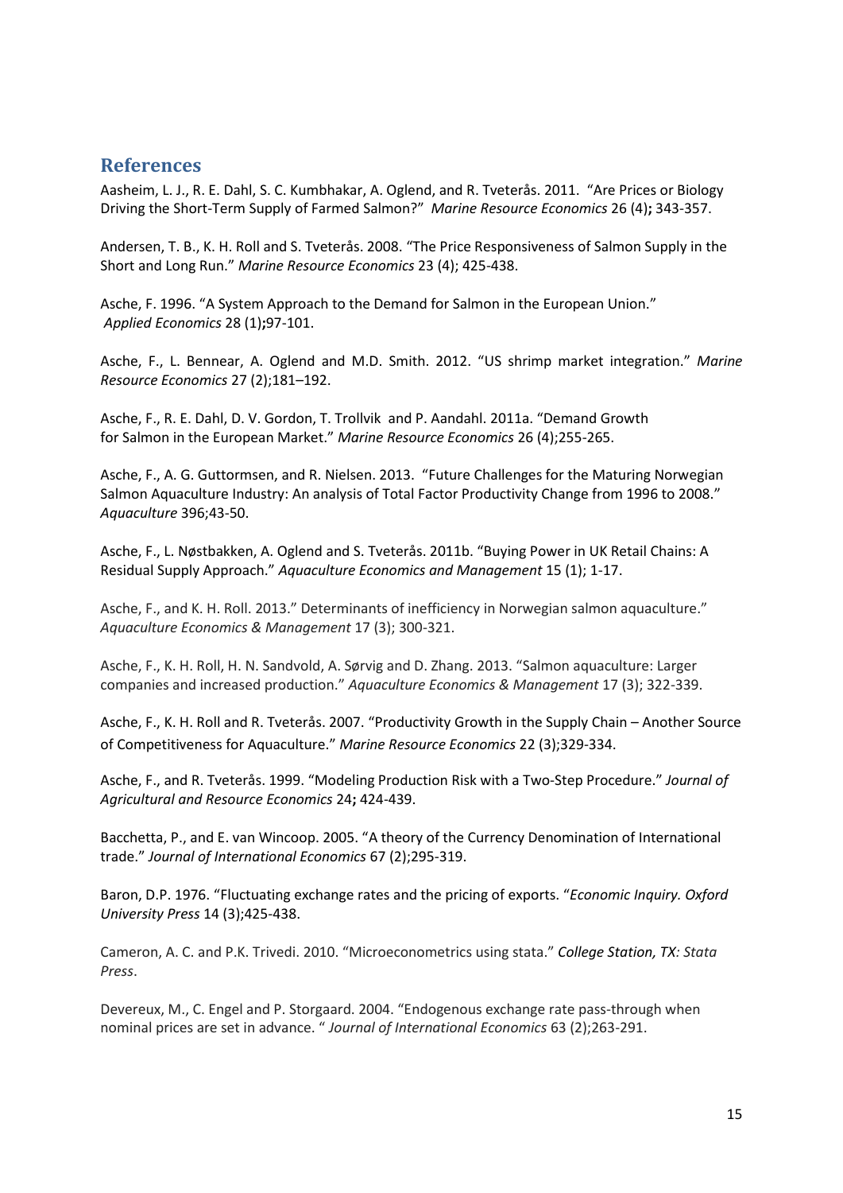## References

Aasheim, L. J., R. E. Dahl, S. C. Kumbhakar, A. Oglend, and R. Tveterås. 2011. "Are Prices or Biology Driving the Short-Term Supply of Farmed Salmon?" *Marine Resource Economics* 26 (4)**;** 343-357.

Andersen, T. B., K. H. Roll and S. Tveterås. 2008. "The Price Responsiveness of Salmon Supply in the Short and Long Run." *Marine Resource Economics* 23 (4); 425-438.

Asche, F. 1996. "A System Approach to the Demand for Salmon in the European Union." *Applied Economics* 28 (1)**;**97-101.

Asche, F., L. Bennear, A. Oglend and M.D. Smith. 2012. "US shrimp market integration." *Marine Resource Economics* 27 (2);181–192.

Asche, F., R. E. Dahl, D. V. Gordon, T. Trollvik and P. Aandahl. 2011a. "Demand Growth for Salmon in the European Market." *Marine Resource Economics* 26 (4);255-265.

Asche, F., A. G. Guttormsen, and R. Nielsen. 2013. "Future Challenges for the Maturing Norwegian Salmon Aquaculture Industry: An analysis of Total Factor Productivity Change from 1996 to 2008." *Aquaculture* 396;43-50.

Asche, F., L. Nøstbakken, A. Oglend and S. Tveterås. 2011b. "Buying Power in UK Retail Chains: A Residual Supply Approach." *Aquaculture Economics and Management* 15 (1); 1-17.

Asche, F., and K. H. Roll. 2013." Determinants of inefficiency in Norwegian salmon aquaculture." *Aquaculture Economics & Management* 17 (3); 300-321.

Asche, F., K. H. Roll, H. N. Sandvold, A. Sørvig and D. Zhang. 2013. "Salmon aquaculture: Larger companies and increased production." *Aquaculture Economics & Management* 17 (3); 322-339.

Asche, F., K. H. Roll and R. Tveterås. 2007. "Productivity Growth in the Supply Chain – Another Source of Competitiveness for Aquaculture." *Marine Resource Economics* 22 (3);329-334.

Asche, F., and R. Tveterås. 1999. "Modeling Production Risk with a Two-Step Procedure." *Journal of Agricultural and Resource Economics* 24**;** 424-439.

Bacchetta, P., and E. van Wincoop. 2005. "A theory of the Currency Denomination of International trade." *Journal of International Economics* 67 (2);295-319.

Baron, D.P. 1976. "Fluctuating exchange rates and the pricing of exports. "*Economic Inquiry. Oxford University Press* 14 (3);425-438.

Cameron, A. C. and P.K. Trivedi. 2010. "Microeconometrics using stata." *College Station, TX: Stata Press*.

Devereux, M., C. Engel and P. Storgaard. 2004. "Endogenous exchange rate pass-through when nominal prices are set in advance. " *Journal of International Economics* 63 (2);263-291.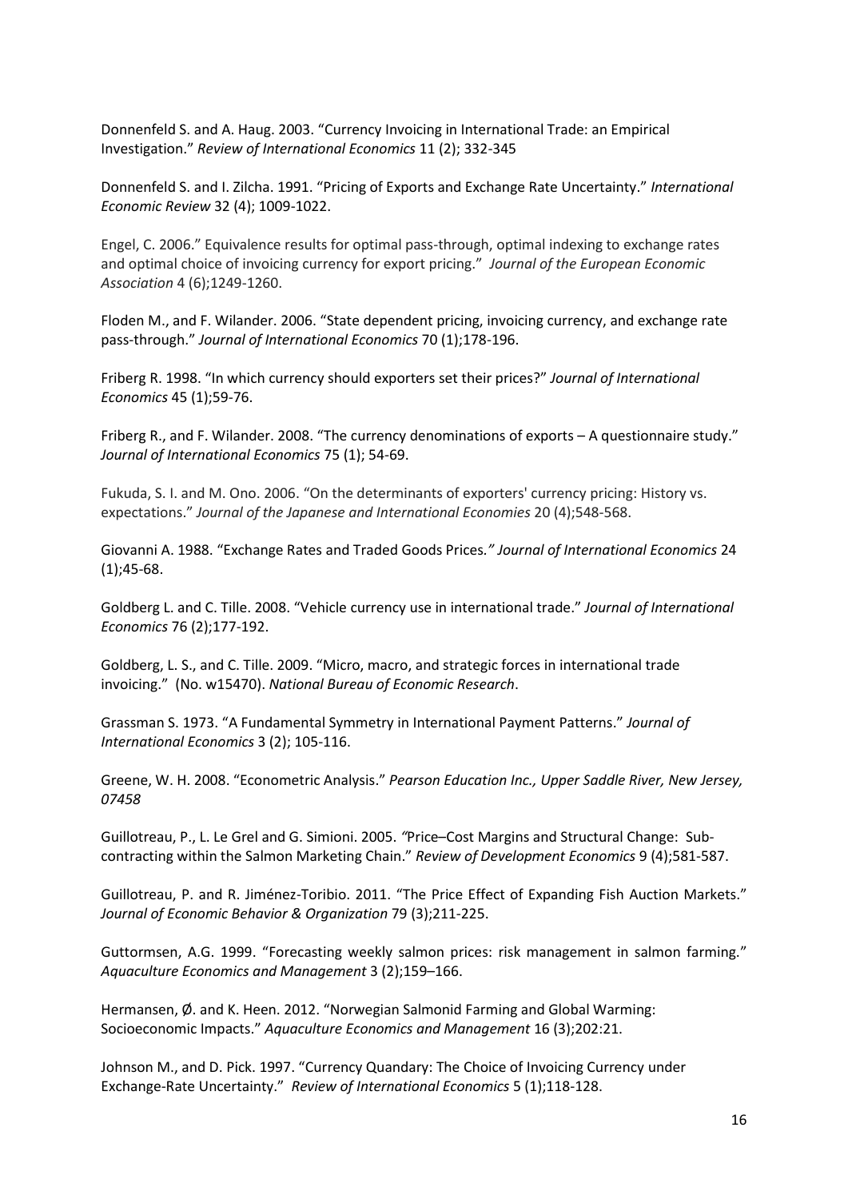Donnenfeld S. and A. Haug. 2003. “Currency Invoicing in International Trade: an Empirical Investigation.” *Review of International Economics* 11 (2); 332-345

Donnenfeld S. and I. Zilcha. 1991. “Pricing of Exports and Exchange Rate Uncertainty.” *International Economic Review* 32 (4); 1009-1022.

Engel, C. 2006.” Equivalence results for optimal pass-through, optimal indexing to exchange rates and optimal choice of invoicing currency for export pricing.” *Journal of the European Economic Association* 4 (6);1249-1260.

Floden M., and F. Wilander. 2006. “State dependent pricing, invoicing currency, and exchange rate pass-through.” *Journal of International Economics* 70 (1);178-196.

Friberg R. 1998. “In which currency should exporters set their prices?” *Journal of International Economics* 45 (1);59-76.

Friberg R., and F. Wilander. 2008. “The currency denominations of exports – A questionnaire study.” *Journal of International Economics* 75 (1); 54-69.

Fukuda, S. I. and M. Ono. 2006. “On the determinants of exporters' currency pricing: History vs. expectations.” *Journal of the Japanese and International Economies* 20 (4);548-568.

Giovanni A. 1988. “Exchange Rates and Traded Goods Prices.*” Journal of International Economics* 24 (1);45-68.

Goldberg L. and C. Tille. 2008. “Vehicle currency use in international trade.” *Journal of International Economics* 76 (2);177-192.

Goldberg, L. S., and C. Tille. 2009. “Micro, macro, and strategic forces in international trade invoicing.” (No. w15470). *National Bureau of Economic Research*.

Grassman S. 1973. “A Fundamental Symmetry in International Payment Patterns.” *Journal of International Economics* 3 (2); 105-116.

Greene, W. H. 2008. “Econometric Analysis.” *Pearson Education Inc., Upper Saddle River, New Jersey, 07458*

Guillotreau, P., L. Le Grel and G. Simioni. 2005. *“*Price–Cost Margins and Structural Change: Sub-contracting within the Salmon Marketing Chain.” *Review of Development Economics* 9 (4);581-587.

Guillotreau, P. and R. Jiménez-Toribio. 2011. “The Price Effect of Expanding Fish Auction Markets.” *Journal of Economic Behavior & Organization* 79 (3);211-225.

Guttormsen, A.G. 1999. “Forecasting weekly salmon prices: risk management in salmon farming.” *Aquaculture Economics and Management* 3 (2);159–166.

Hermansen, Ø. and K. Heen. 2012. “Norwegian Salmonid Farming and Global Warming: Socioeconomic Impacts.” *Aquaculture Economics and Management* 16 (3);202:21.

Johnson M., and D. Pick. 1997. “Currency Quandary: The Choice of Invoicing Currency under Exchange-Rate Uncertainty.” *Review of International Economics* 5 (1);118-128.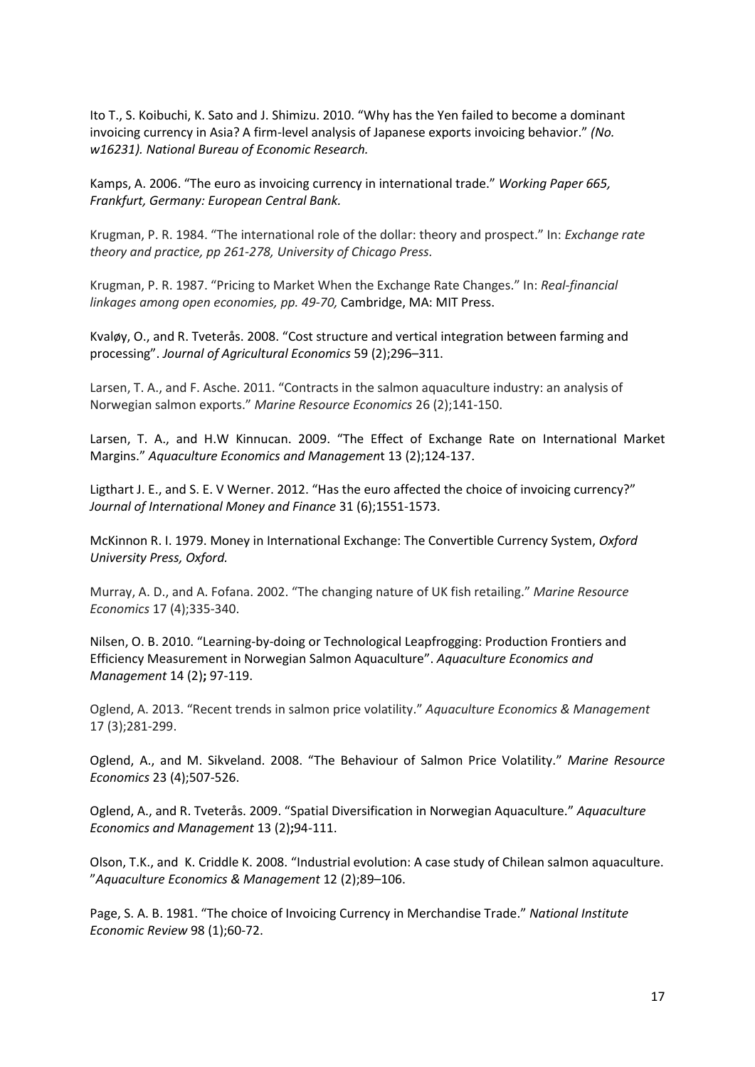Ito T., S. Koibuchi, K. Sato and J. Shimizu. 2010. "Why has the Yen failed to become a dominant invoicing currency in Asia? A firm-level analysis of Japanese exports invoicing behavior." *(No. w16231). National Bureau of Economic Research.*

Kamps, A. 2006. "The euro as invoicing currency in international trade." *Working Paper 665, Frankfurt, Germany: European Central Bank.*

Krugman, P. R. 1984. "The international role of the dollar: theory and prospect." In: *Exchange rate theory and practice, pp 261-278, University of Chicago Press.*

Krugman, P. R. 1987. "Pricing to Market When the Exchange Rate Changes." In: *Real-financial linkages among open economies, pp. 49-70,* Cambridge, MA: MIT Press.

Kvaløy, O., and R. Tveterås. 2008. "Cost structure and vertical integration between farming and processing". *Journal of Agricultural Economics* 59 (2);296–311.

Larsen, T. A., and F. Asche. 2011. "Contracts in the salmon aquaculture industry: an analysis of Norwegian salmon exports." *Marine Resource Economics* 26 (2);141-150.

Larsen, T. A., and H.W Kinnucan. 2009. "The Effect of Exchange Rate on International Market Margins." *Aquaculture Economics and Management* 13 (2);124-137.

Ligthart J. E., and S. E. V Werner. 2012. "Has the euro affected the choice of invoicing currency?" *Journal of International Money and Finance* 31 (6);1551-1573.

McKinnon R. I. 1979. Money in International Exchange: The Convertible Currency System, *Oxford University Press, Oxford.*

Murray, A. D., and A. Fofana. 2002. "The changing nature of UK fish retailing." *Marine Resource Economics* 17 (4);335-340.

Nilsen, O. B. 2010. "Learning-by-doing or Technological Leapfrogging: Production Frontiers and Efficiency Measurement in Norwegian Salmon Aquaculture". *Aquaculture Economics and Management* 14 (2)**;** 97-119.

Oglend, A. 2013. "Recent trends in salmon price volatility." *Aquaculture Economics & Management* 17 (3);281-299.

Oglend, A., and M. Sikveland. 2008. "The Behaviour of Salmon Price Volatility." *Marine Resource Economics* 23 (4);507-526.

Oglend, A., and R. Tveterås. 2009. "Spatial Diversification in Norwegian Aquaculture." *Aquaculture Economics and Management* 13 (2)**;**94-111.

Olson, T.K., and K. Criddle K. 2008. "Industrial evolution: A case study of Chilean salmon aquaculture. "*Aquaculture Economics & Management* 12 (2);89–106.

Page, S. A. B. 1981. "The choice of Invoicing Currency in Merchandise Trade." *National Institute Economic Review* 98 (1);60-72.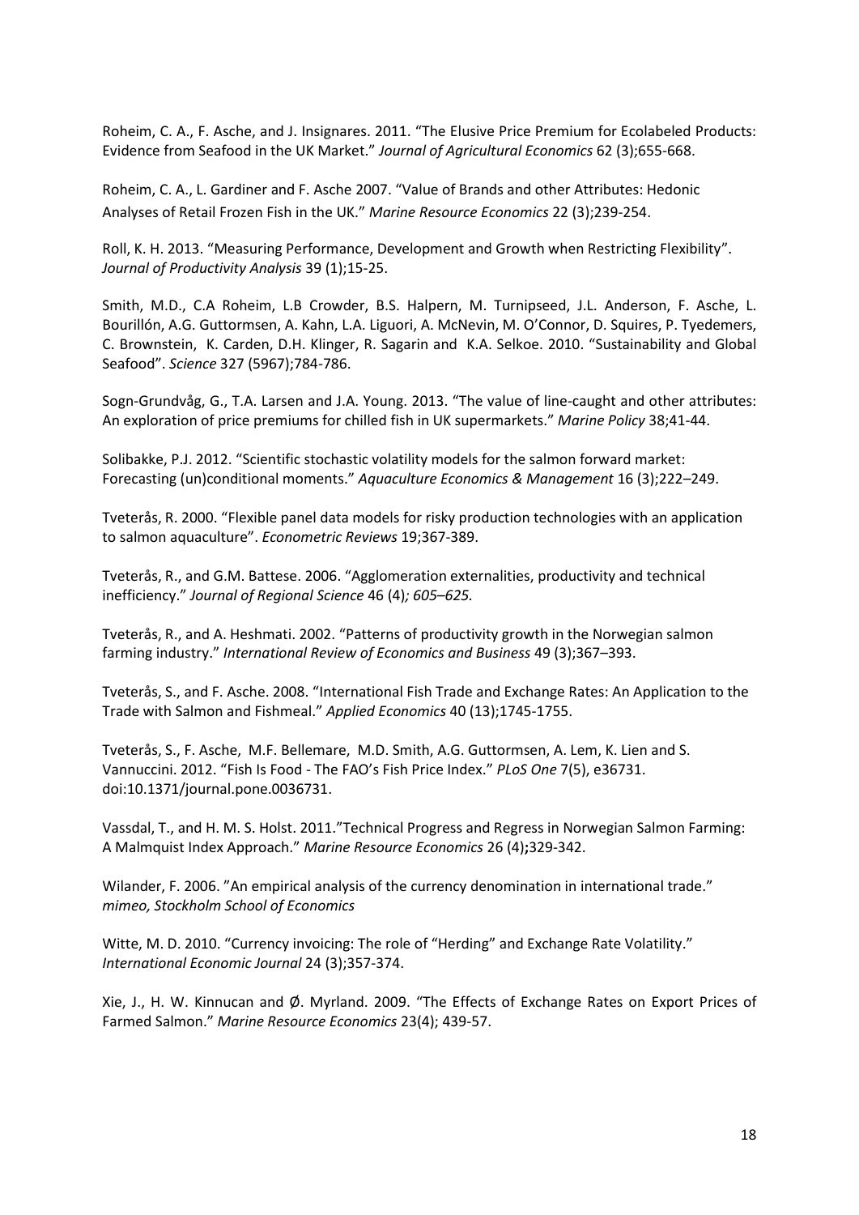Roheim, C. A., F. Asche, and J. Insignares. 2011. "The Elusive Price Premium for Ecolabeled Products: Evidence from Seafood in the UK Market." *Journal of Agricultural Economics* 62 (3);655-668.

Roheim, C. A., L. Gardiner and F. Asche 2007. "Value of Brands and other Attributes: Hedonic Analyses of Retail Frozen Fish in the UK." *Marine Resource Economics* 22 (3);239-254.

Roll, K. H. 2013. "Measuring Performance, Development and Growth when Restricting Flexibility". *Journal of Productivity Analysis* 39 (1);15-25.

Smith, M.D., C.A Roheim, L.B Crowder, B.S. Halpern, M. Turnipseed, J.L. Anderson, F. Asche, L. Bourillón, A.G. Guttormsen, A. Kahn, L.A. Liguori, A. McNevin, M. O'Connor, D. Squires, P. Tyedemers, C. Brownstein, K. Carden, D.H. Klinger, R. Sagarin and K.A. Selkoe. 2010. "Sustainability and Global Seafood". *Science* 327 (5967);784-786.

Sogn-Grundvåg, G., T.A. Larsen and J.A. Young. 2013. "The value of line-caught and other attributes: An exploration of price premiums for chilled fish in UK supermarkets." *Marine Policy* 38;41-44.

Solibakke, P.J. 2012. "Scientific stochastic volatility models for the salmon forward market: Forecasting (un)conditional moments." *Aquaculture Economics & Management* 16 (3);222–249.

Tveterås, R. 2000. "Flexible panel data models for risky production technologies with an application to salmon aquaculture". *Econometric Reviews* 19;367-389.

Tveterås, R., and G.M. Battese. 2006. "Agglomeration externalities, productivity and technical inefficiency." *Journal of Regional Science* 46 (4)*; 605–625.*

Tveterås, R., and A. Heshmati. 2002. "Patterns of productivity growth in the Norwegian salmon farming industry." *International Review of Economics and Business* 49 (3);367–393.

Tveterås, S., and F. Asche. 2008. "International Fish Trade and Exchange Rates: An Application to the Trade with Salmon and Fishmeal." *Applied Economics* 40 (13);1745-1755.

Tveterås, S., F. Asche, M.F. Bellemare, M.D. Smith, A.G. Guttormsen, A. Lem, K. Lien and S. Vannuccini. 2012. "Fish Is Food - The FAO's Fish Price Index." *PLoS One* 7(5), e36731. doi:10.1371/journal.pone.0036731.

Vassdal, T., and H. M. S. Holst. 2011."Technical Progress and Regress in Norwegian Salmon Farming: A Malmquist Index Approach." *Marine Resource Economics* 26 (4)**;**329-342.

Wilander, F. 2006. "An empirical analysis of the currency denomination in international trade." *mimeo, Stockholm School of Economics*

Witte, M. D. 2010. "Currency invoicing: The role of "Herding" and Exchange Rate Volatility." *International Economic Journal* 24 (3);357-374.

Xie, J., H. W. Kinnucan and Ø. Myrland. 2009. "The Effects of Exchange Rates on Export Prices of Farmed Salmon." *Marine Resource Economics* 23(4); 439-57.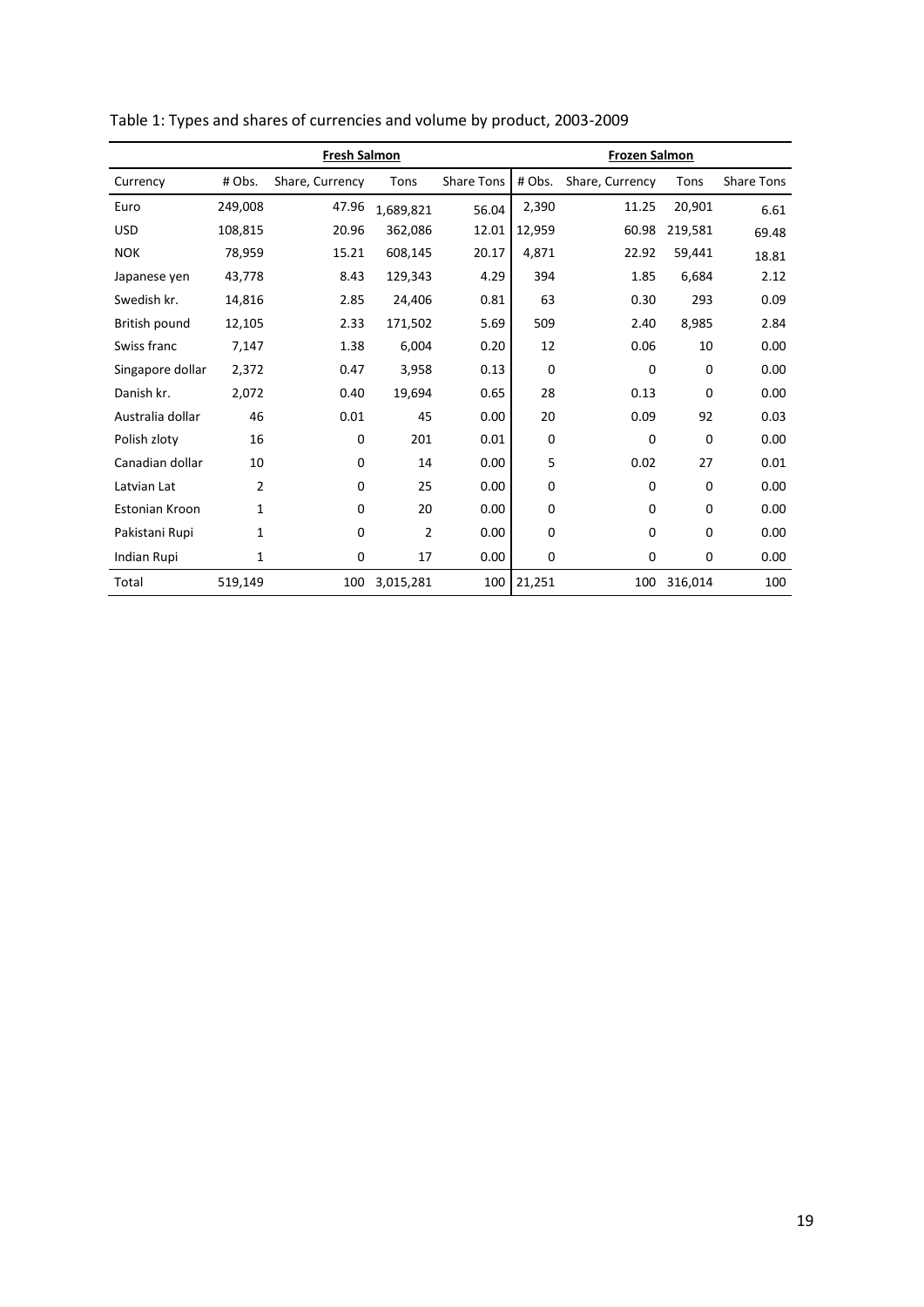Table 1: Types and shares of currencies and volume by product, 2003-2009

| | Fresh Salmon | | | | Frozen Salmon | | | |
|---|---|---|---|---|---|---|---|---|
| Currency | # Obs. | Share, Currency | Tons | Share Tons | # Obs. | Share, Currency | Tons | Share Tons |
| Euro | 249,008 | 47.96 | 1,689,821 | 56.04 | 2,390 | 11.25 | 20,901 | 6.61 |
| USD | 108,815 | 20.96 | 362,086 | 12.01 | 12,959 | 60.98 | 219,581 | 69.48 |
| NOK | 78,959 | 15.21 | 608,145 | 20.17 | 4,871 | 22.92 | 59,441 | 18.81 |
| Japanese yen | 43,778 | 8.43 | 129,343 | 4.29 | 394 | 1.85 | 6,684 | 2.12 |
| Swedish kr. | 14,816 | 2.85 | 24,406 | 0.81 | 63 | 0.30 | 293 | 0.09 |
| British pound | 12,105 | 2.33 | 171,502 | 5.69 | 509 | 2.40 | 8,985 | 2.84 |
| Swiss franc | 7,147 | 1.38 | 6,004 | 0.20 | 12 | 0.06 | 10 | 0.00 |
| Singapore dollar | 2,372 | 0.47 | 3,958 | 0.13 | 0 | 0 | 0 | 0.00 |
| Danish kr. | 2,072 | 0.40 | 19,694 | 0.65 | 28 | 0.13 | 0 | 0.00 |
| Australia dollar | 46 | 0.01 | 45 | 0.00 | 20 | 0.09 | 92 | 0.03 |
| Polish zloty | 16 | 0 | 201 | 0.01 | 0 | 0 | 0 | 0.00 |
| Canadian dollar | 10 | 0 | 14 | 0.00 | 5 | 0.02 | 27 | 0.01 |
| Latvian Lat | 2 | 0 | 25 | 0.00 | 0 | 0 | 0 | 0.00 |
| Estonian Kroon | 1 | 0 | 20 | 0.00 | 0 | 0 | 0 | 0.00 |
| Pakistani Rupi | 1 | 0 | 2 | 0.00 | 0 | 0 | 0 | 0.00 |
| Indian Rupi | 1 | 0 | 17 | 0.00 | 0 | 0 | 0 | 0.00 |
| Total | 519,149 | 100 | 3,015,281 | 100 | 21,251 | 100 | 316,014 | 100 |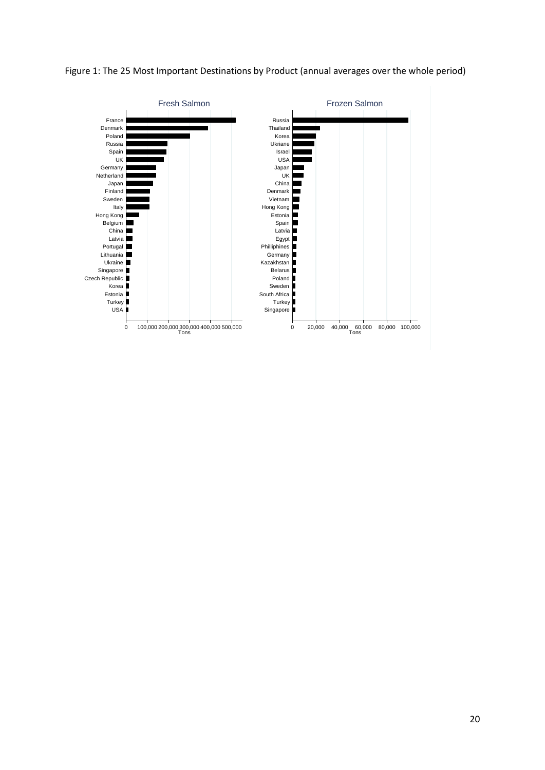Figure 1: The 25 Most Important Destinations by Product (annual averages over the whole period)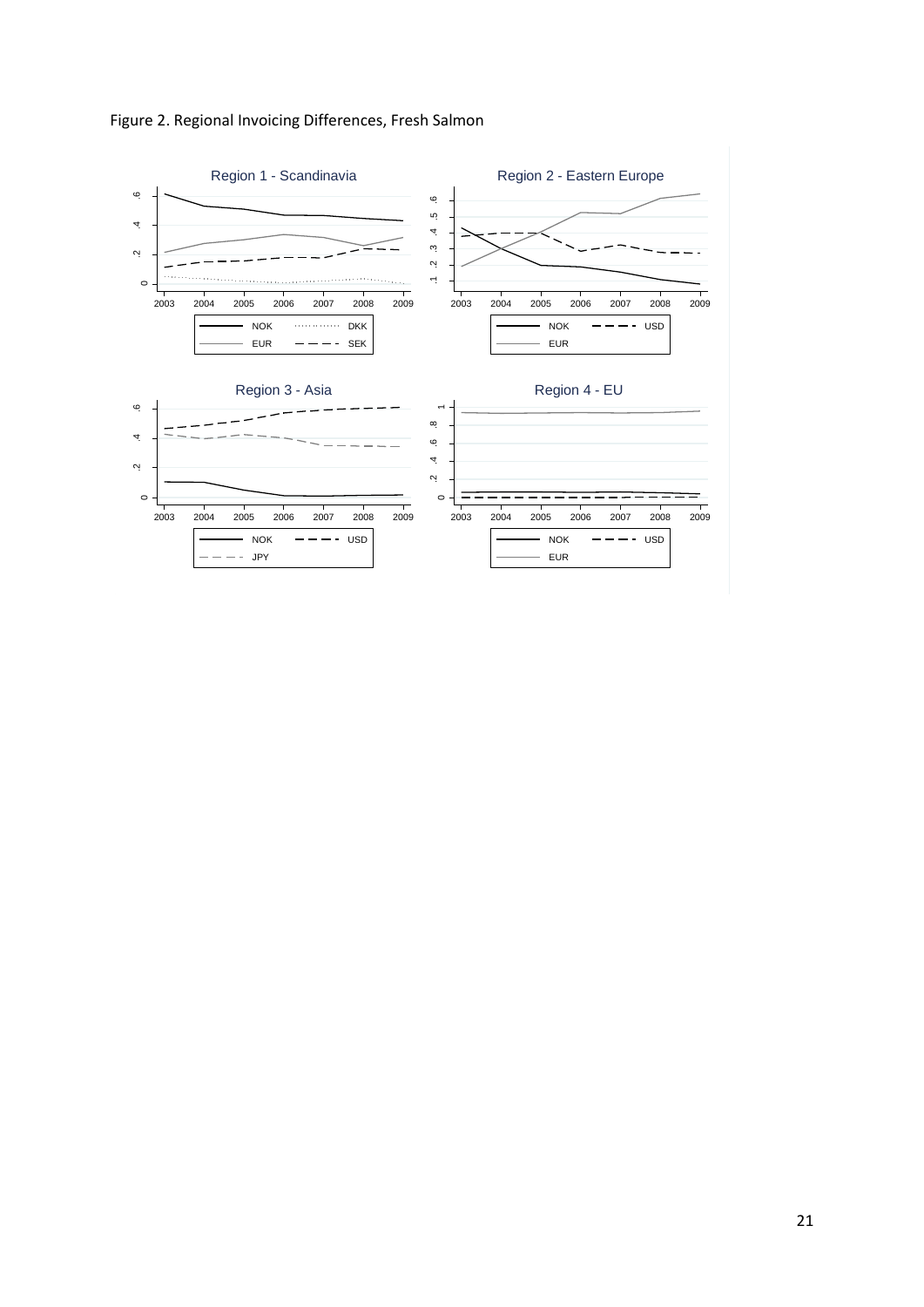Figure 2. Regional Invoicing Differences, Fresh Salmon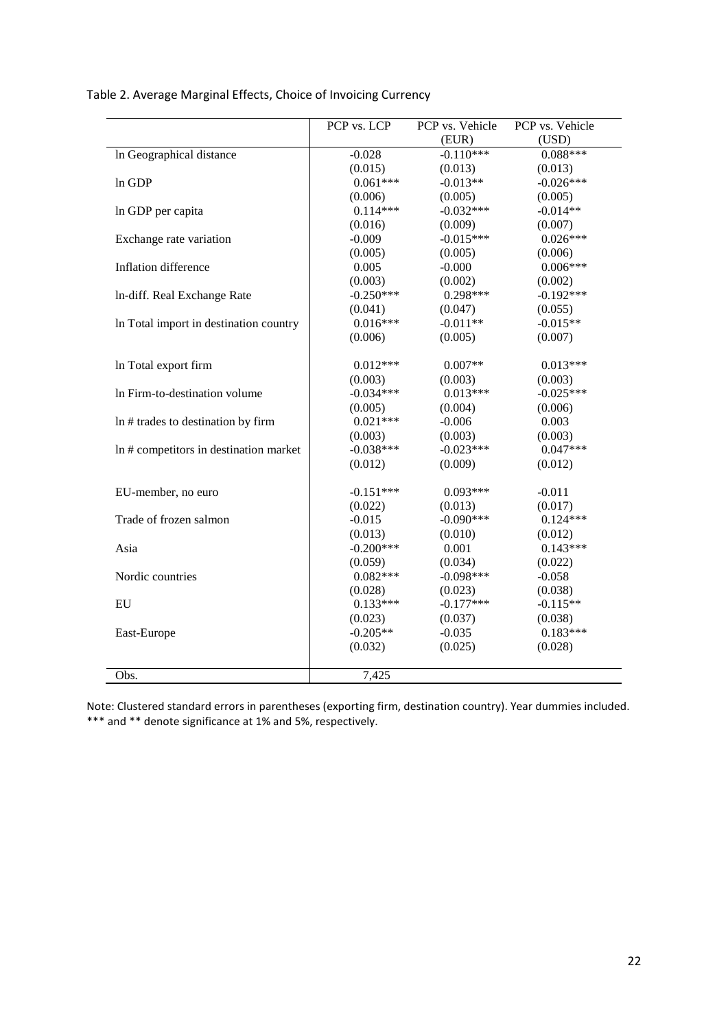Table 2. Average Marginal Effects, Choice of Invoicing Currency

| | PCP vs. LCP | PCP vs. Vehicle (EUR) | PCP vs. Vehicle (USD) |
|---|---|---|---|
| ln Geographical distance | -0.028 | -0.110*** | 0.088*** |
| | (0.015) | (0.013) | (0.013) |
| ln GDP | 0.061*** | -0.013** | -0.026*** |
| | (0.006) | (0.005) | (0.005) |
| ln GDP per capita | 0.114*** | -0.032*** | -0.014** |
| | (0.016) | (0.009) | (0.007) |
| Exchange rate variation | -0.009 | -0.015*** | 0.026*** |
| | (0.005) | (0.005) | (0.006) |
| Inflation difference | 0.005 | -0.000 | 0.006*** |
| | (0.003) | (0.002) | (0.002) |
| ln-diff. Real Exchange Rate | -0.250*** | 0.298*** | -0.192*** |
| | (0.041) | (0.047) | (0.055) |
| ln Total import in destination country | 0.016*** | -0.011** | -0.015** |
| | (0.006) | (0.005) | (0.007) |
| ln Total export firm | 0.012*** | 0.007** | 0.013*** |
| | (0.003) | (0.003) | (0.003) |
| ln Firm-to-destination volume | -0.034*** | 0.013*** | -0.025*** |
| | (0.005) | (0.004) | (0.006) |
| ln # trades to destination by firm | 0.021*** | -0.006 | 0.003 |
| | (0.003) | (0.003) | (0.003) |
| ln # competitors in destination market | -0.038*** | -0.023*** | 0.047*** |
| | (0.012) | (0.009) | (0.012) |
| EU-member, no euro | -0.151*** | 0.093*** | -0.011 |
| | (0.022) | (0.013) | (0.017) |
| Trade of frozen salmon | -0.015 | -0.090*** | 0.124*** |
| | (0.013) | (0.010) | (0.012) |
| Asia | -0.200*** | 0.001 | 0.143*** |
| | (0.059) | (0.034) | (0.022) |
| Nordic countries | 0.082*** | -0.098*** | -0.058 |
| | (0.028) | (0.023) | (0.038) |
| EU | 0.133*** | -0.177*** | -0.115** |
| | (0.023) | (0.037) | (0.038) |
| East-Europe | -0.205** | -0.035 | 0.183*** |
| | (0.032) | (0.025) | (0.028) |
| Obs. | 7,425 | | |

Note: Clustered standard errors in parentheses (exporting firm, destination country). Year dummies included. *** and ** denote significance at 1% and 5%, respectively.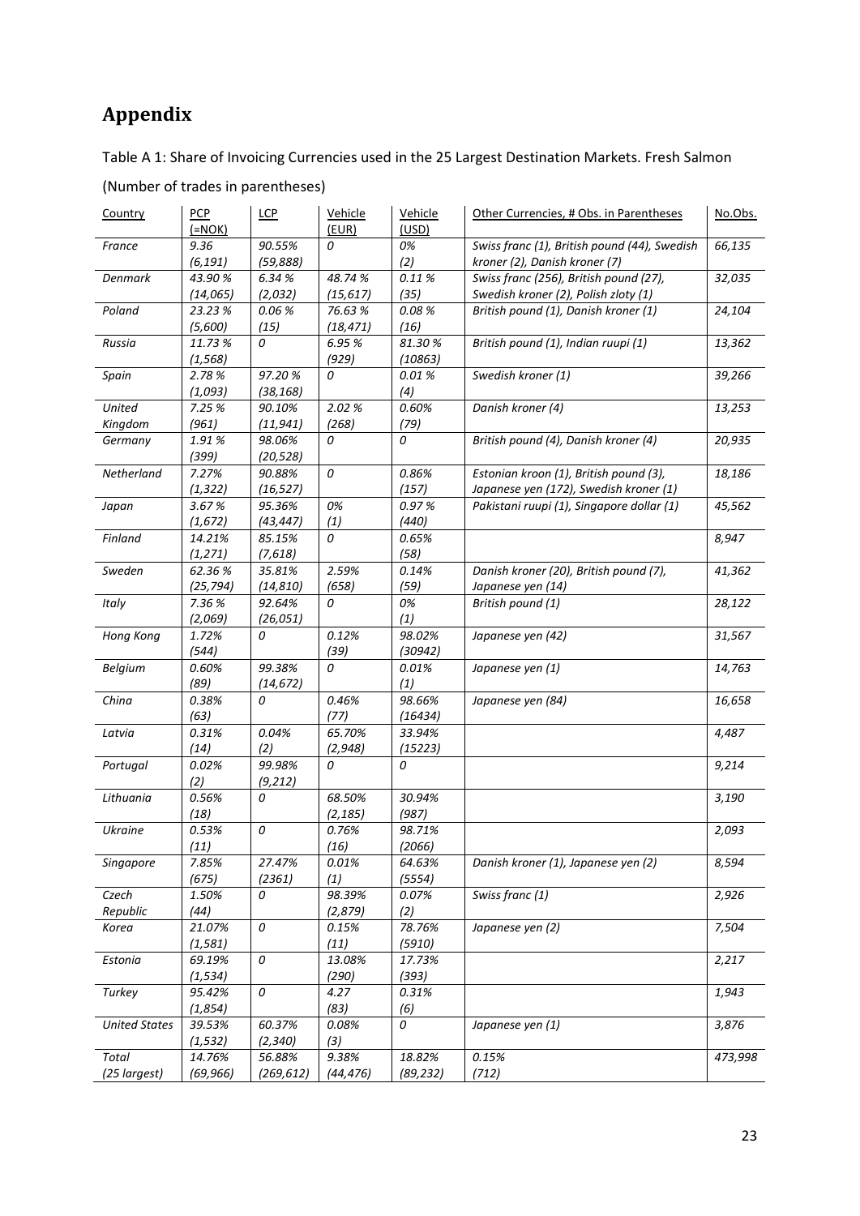# Appendix

Table A 1: Share of Invoicing Currencies used in the 25 Largest Destination Markets. Fresh Salmon

(Number of trades in parentheses)

| Country | PCP (=NOK) | LCP | Vehicle (EUR) | Vehicle (USD) | Other Currencies, # Obs. in Parentheses | No.Obs. |
|---|---|---|---|---|---|---|
| *France* | *9.36 (6,191)* | *90.55% (59,888)* | *0* | *0% (2)* | *Swiss franc (1), British pound (44), Swedish kroner (2), Danish kroner (7)* | *66,135* |
| *Denmark* | *43.90 % (14,065)* | *6.34 % (2,032)* | *48.74 % (15,617)* | *0.11 % (35)* | *Swiss franc (256), British pound (27), Swedish kroner (2), Polish zloty (1)* | *32,035* |
| *Poland* | *23.23 % (5,600)* | *0.06 % (15)* | *76.63 % (18,471)* | *0.08 % (16)* | *British pound (1), Danish kroner (1)* | *24,104* |
| *Russia* | *11.73 % (1,568)* | *0* | *6.95 % (929)* | *81.30 % (10863)* | *British pound (1), Indian ruupi (1)* | *13,362* |
| *Spain* | *2.78 % (1,093)* | *97.20 % (38,168)* | *0* | *0.01 % (4)* | *Swedish kroner (1)* | *39,266* |
| *United Kingdom* | *7.25 % (961)* | *90.10% (11,941)* | *2.02 % (268)* | *0.60% (79)* | *Danish kroner (4)* | *13,253* |
| *Germany* | *1.91 % (399)* | *98.06% (20,528)* | *0* | *0* | *British pound (4), Danish kroner (4)* | *20,935* |
| *Netherland* | *7.27% (1,322)* | *90.88% (16,527)* | *0* | *0.86% (157)* | *Estonian kroon (1), British pound (3), Japanese yen (172), Swedish kroner (1)* | *18,186* |
| *Japan* | *3.67 % (1,672)* | *95.36% (43,447)* | *0% (1)* | *0.97 % (440)* | *Pakistani ruupi (1), Singapore dollar (1)* | *45,562* |
| *Finland* | *14.21% (1,271)* | *85.15% (7,618)* | *0* | *0.65% (58)* | | *8,947* |
| *Sweden* | *62.36 % (25,794)* | *35.81% (14,810)* | *2.59% (658)* | *0.14% (59)* | *Danish kroner (20), British pound (7), Japanese yen (14)* | *41,362* |
| *Italy* | *7.36 % (2,069)* | *92.64% (26,051)* | *0* | *0% (1)* | *British pound (1)* | *28,122* |
| *Hong Kong* | *1.72% (544)* | *0* | *0.12% (39)* | *98.02% (30942)* | *Japanese yen (42)* | *31,567* |
| *Belgium* | *0.60% (89)* | *99.38% (14,672)* | *0* | *0.01% (1)* | *Japanese yen (1)* | *14,763* |
| *China* | *0.38% (63)* | *0* | *0.46% (77)* | *98.66% (16434)* | *Japanese yen (84)* | *16,658* |
| *Latvia* | *0.31% (14)* | *0.04% (2)* | *65.70% (2,948)* | *33.94% (15223)* | | *4,487* |
| *Portugal* | *0.02% (2)* | *99.98% (9,212)* | *0* | *0* | | *9,214* |
| *Lithuania* | *0.56% (18)* | *0* | *68.50% (2,185)* | *30.94% (987)* | | *3,190* |
| *Ukraine* | *0.53% (11)* | *0* | *0.76% (16)* | *98.71% (2066)* | | *2,093* |
| *Singapore* | *7.85% (675)* | *27.47% (2361)* | *0.01% (1)* | *64.63% (5554)* | *Danish kroner (1), Japanese yen (2)* | *8,594* |
| *Czech Republic* | *1.50% (44)* | *0* | *98.39% (2,879)* | *0.07% (2)* | *Swiss franc (1)* | *2,926* |
| *Korea* | *21.07% (1,581)* | *0* | *0.15% (11)* | *78.76% (5910)* | *Japanese yen (2)* | *7,504* |
| *Estonia* | *69.19% (1,534)* | *0* | *13.08% (290)* | *17.73% (393)* | | *2,217* |
| *Turkey* | *95.42% (1,854)* | *0* | *4.27 (83)* | *0.31% (6)* | | *1,943* |
| *United States* | *39.53% (1,532)* | *60.37% (2,340)* | *0.08% (3)* | *0* | *Japanese yen (1)* | *3,876* |
| *Total (25 largest)* | *14.76% (69,966)* | *56.88% (269,612)* | *9.38% (44,476)* | *18.82% (89,232)* | *0.15% (712)* | *473,998* |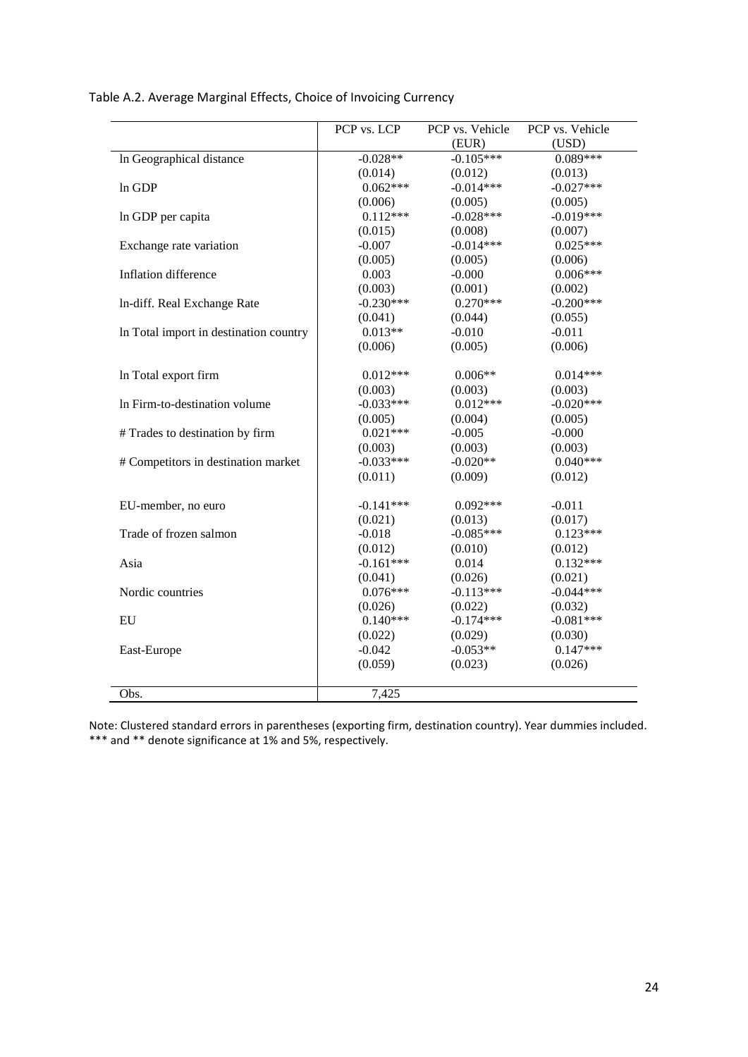Table A.2. Average Marginal Effects, Choice of Invoicing Currency

| | PCP vs. LCP | PCP vs. Vehicle (EUR) | PCP vs. Vehicle (USD) |
|---|---|---|---|
| ln Geographical distance | -0.028** | -0.105*** | 0.089*** |
| | (0.014) | (0.012) | (0.013) |
| ln GDP | 0.062*** | -0.014*** | -0.027*** |
| | (0.006) | (0.005) | (0.005) |
| ln GDP per capita | 0.112*** | -0.028*** | -0.019*** |
| | (0.015) | (0.008) | (0.007) |
| Exchange rate variation | -0.007 | -0.014*** | 0.025*** |
| | (0.005) | (0.005) | (0.006) |
| Inflation difference | 0.003 | -0.000 | 0.006*** |
| | (0.003) | (0.001) | (0.002) |
| ln-diff. Real Exchange Rate | -0.230*** | 0.270*** | -0.200*** |
| | (0.041) | (0.044) | (0.055) |
| ln Total import in destination country | 0.013** | -0.010 | -0.011 |
| | (0.006) | (0.005) | (0.006) |
| ln Total export firm | 0.012*** | 0.006** | 0.014*** |
| | (0.003) | (0.003) | (0.003) |
| ln Firm-to-destination volume | -0.033*** | 0.012*** | -0.020*** |
| | (0.005) | (0.004) | (0.005) |
| # Trades to destination by firm | 0.021*** | -0.005 | -0.000 |
| | (0.003) | (0.003) | (0.003) |
| # Competitors in destination market | -0.033*** | -0.020** | 0.040*** |
| | (0.011) | (0.009) | (0.012) |
| EU-member, no euro | -0.141*** | 0.092*** | -0.011 |
| | (0.021) | (0.013) | (0.017) |
| Trade of frozen salmon | -0.018 | -0.085*** | 0.123*** |
| | (0.012) | (0.010) | (0.012) |
| Asia | -0.161*** | 0.014 | 0.132*** |
| | (0.041) | (0.026) | (0.021) |
| Nordic countries | 0.076*** | -0.113*** | -0.044*** |
| | (0.026) | (0.022) | (0.032) |
| EU | 0.140*** | -0.174*** | -0.081*** |
| | (0.022) | (0.029) | (0.030) |
| East-Europe | -0.042 | -0.053** | 0.147*** |
| | (0.059) | (0.023) | (0.026) |
| Obs. | 7,425 | | |

Note: Clustered standard errors in parentheses (exporting firm, destination country). Year dummies included. *** and ** denote significance at 1% and 5%, respectively.